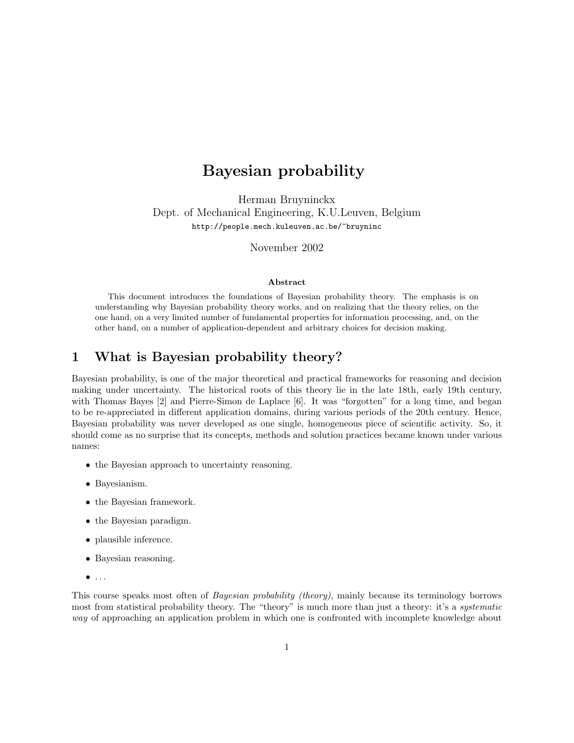# Bayesian probability

Herman Bruyninckx
Dept. of Mechanical Engineering, K.U.Leuven, Belgium
http://people.mech.kuleuven.ac.be/~bruyninc

November 2002

**Abstract**

This document introduces the foundations of Bayesian probability theory. The emphasis is on understanding why Bayesian probability theory works, and on realizing that the theory relies, on the one hand, on a very limited number of fundamental properties for information processing, and, on the other hand, on a number of application-dependent and arbitrary choices for decision making.

## 1 What is Bayesian probability theory?

Bayesian probability, is one of the major theoretical and practical frameworks for reasoning and decision making under uncertainty. The historical roots of this theory lie in the late 18th, early 19th century, with Thomas Bayes [2] and Pierre-Simon de Laplace [6]. It was "forgotten" for a long time, and began to be re-appreciated in different application domains, during various periods of the 20th century. Hence, Bayesian probability was never developed as one single, homogeneous piece of scientific activity. So, it should come as no surprise that its concepts, methods and solution practices became known under various names:

- the Bayesian approach to uncertainty reasoning.
- Bayesianism.
- the Bayesian framework.
- the Bayesian paradigm.
- plausible inference.
- Bayesian reasoning.
- ...

This course speaks most often of *Bayesian probability (theory)*, mainly because its terminology borrows most from statistical probability theory. The "theory" is much more than just a theory: it's a *systematic way* of approaching an application problem in which one is confronted with incomplete knowledge about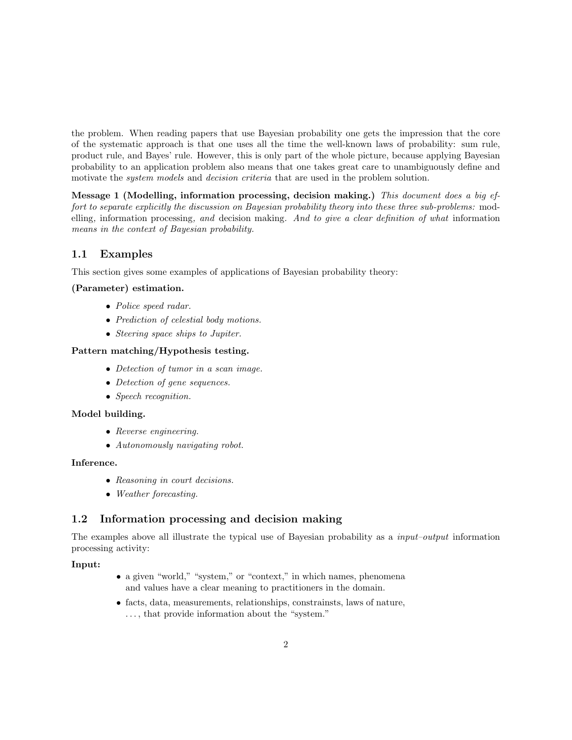the problem. When reading papers that use Bayesian probability one gets the impression that the core of the systematic approach is that one uses all the time the well-known laws of probability: sum rule, product rule, and Bayes' rule. However, this is only part of the whole picture, because applying Bayesian probability to an application problem also means that one takes great care to unambiguously define and motivate the *system models* and *decision criteria* that are used in the problem solution.

**Message 1 (Modelling, information processing, decision making.)** *This document does a big effort to separate explicitly the discussion on Bayesian probability theory into these three sub-problems:* modelling*,* information processing*, and* decision making*. And to give a clear definition of what* information *means in the context of Bayesian probability.*

## 1.1 Examples

This section gives some examples of applications of Bayesian probability theory:

**(Parameter) estimation.**

- *Police speed radar.*
- *Prediction of celestial body motions.*
- *Steering space ships to Jupiter.*

**Pattern matching/Hypothesis testing.**

- *Detection of tumor in a scan image.*
- *Detection of gene sequences.*
- *Speech recognition.*

**Model building.**

- *Reverse engineering.*
- *Autonomously navigating robot.*

**Inference.**

- *Reasoning in court decisions.*
- *Weather forecasting.*

## 1.2 Information processing and decision making

The examples above all illustrate the typical use of Bayesian probability as a *input–output* information processing activity:

**Input:**

- a given "world," "system," or "context," in which names, phenomena and values have a clear meaning to practitioners in the domain.
- facts, data, measurements, relationships, constrainsts, laws of nature, ..., that provide information about the "system."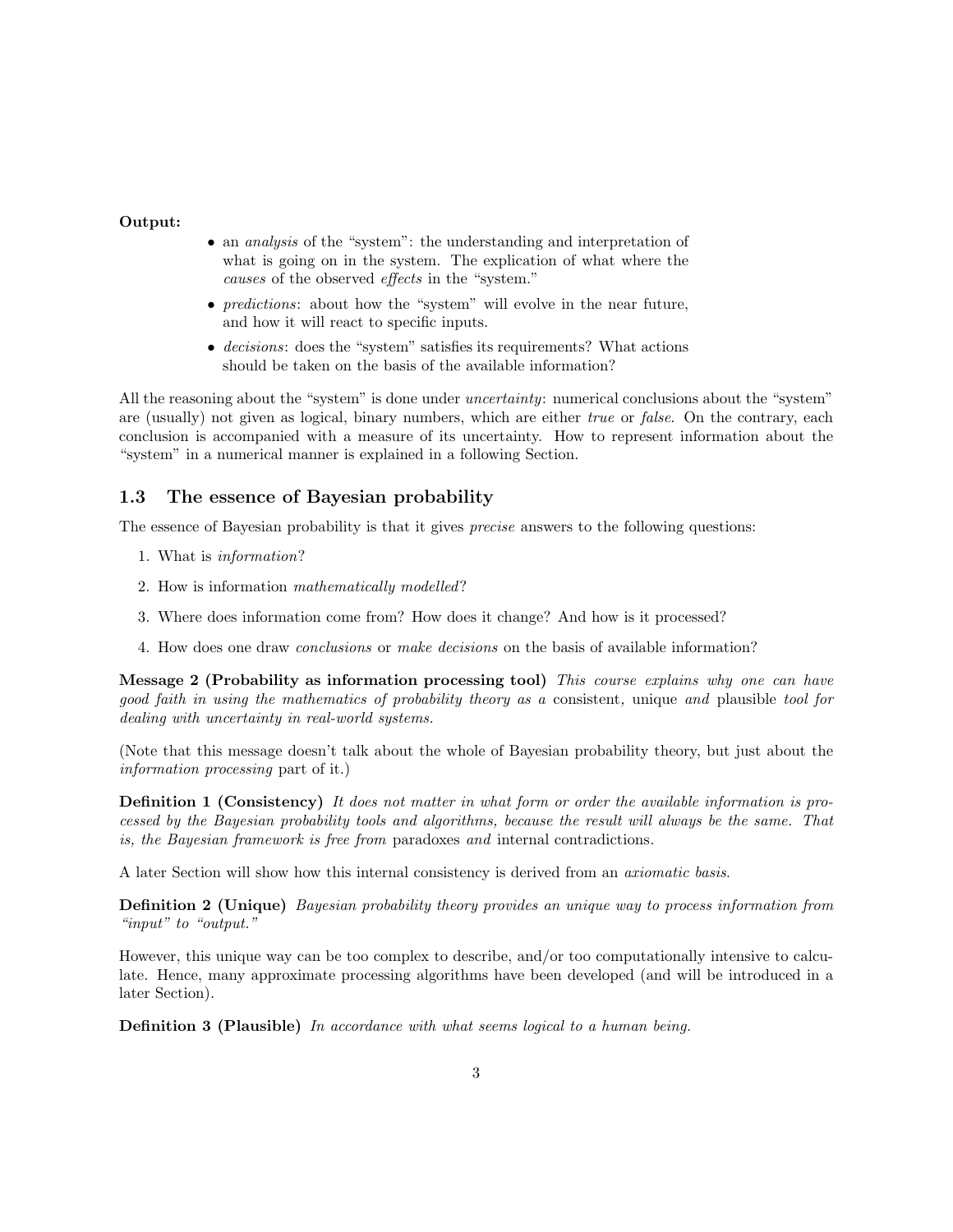**Output:**

- an *analysis* of the "system": the understanding and interpretation of what is going on in the system. The explication of what where the *causes* of the observed *effects* in the "system."
- *predictions*: about how the "system" will evolve in the near future, and how it will react to specific inputs.
- *decisions*: does the "system" satisfies its requirements? What actions should be taken on the basis of the available information?

All the reasoning about the "system" is done under *uncertainty*: numerical conclusions about the "system" are (usually) not given as logical, binary numbers, which are either *true* or *false*. On the contrary, each conclusion is accompanied with a measure of its uncertainty. How to represent information about the "system" in a numerical manner is explained in a following Section.

### 1.3 The essence of Bayesian probability

The essence of Bayesian probability is that it gives *precise* answers to the following questions:

1. What is *information*?
2. How is information *mathematically modelled*?
3. Where does information come from? How does it change? And how is it processed?
4. How does one draw *conclusions* or *make decisions* on the basis of available information?

**Message 2 (Probability as information processing tool)** *This course explains why one can have good faith in using the mathematics of probability theory as a* consistent*, unique and* plausible *tool for dealing with uncertainty in real-world systems.*

(Note that this message doesn't talk about the whole of Bayesian probability theory, but just about the *information processing* part of it.)

**Definition 1 (Consistency)** *It does not matter in what form or order the available information is processed by the Bayesian probability tools and algorithms, because the result will always be the same. That is, the Bayesian framework is free from* paradoxes *and* internal contradictions*.*

A later Section will show how this internal consistency is derived from an *axiomatic basis*.

**Definition 2 (Unique)** *Bayesian probability theory provides an unique way to process information from "input" to "output."*

However, this unique way can be too complex to describe, and/or too computationally intensive to calculate. Hence, many approximate processing algorithms have been developed (and will be introduced in a later Section).

**Definition 3 (Plausible)** *In accordance with what seems logical to a human being.*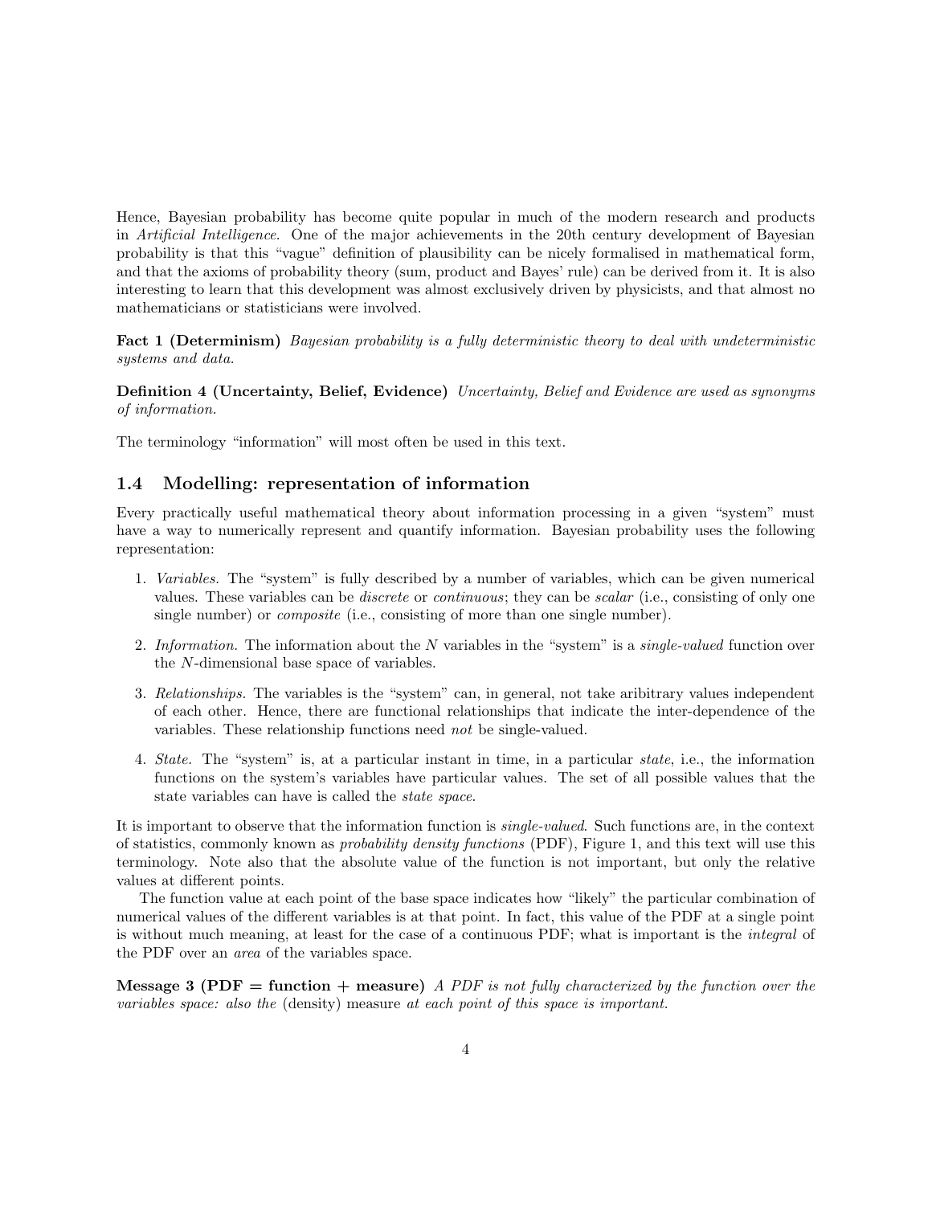Hence, Bayesian probability has become quite popular in much of the modern research and products in *Artificial Intelligence*. One of the major achievements in the 20th century development of Bayesian probability is that this "vague" definition of plausibility can be nicely formalised in mathematical form, and that the axioms of probability theory (sum, product and Bayes' rule) can be derived from it. It is also interesting to learn that this development was almost exclusively driven by physicists, and that almost no mathematicians or statisticians were involved.

**Fact 1 (Determinism)** *Bayesian probability is a fully deterministic theory to deal with undeterministic systems and data.*

**Definition 4 (Uncertainty, Belief, Evidence)** *Uncertainty, Belief and Evidence are used as synonyms of information.*

The terminology "information" will most often be used in this text.

## 1.4 Modelling: representation of information

Every practically useful mathematical theory about information processing in a given "system" must have a way to numerically represent and quantify information. Bayesian probability uses the following representation:

1. *Variables.* The "system" is fully described by a number of variables, which can be given numerical values. These variables can be *discrete* or *continuous*; they can be *scalar* (i.e., consisting of only one single number) or *composite* (i.e., consisting of more than one single number).

2. *Information.* The information about the $N$ variables in the "system" is a *single-valued* function over the $N$-dimensional base space of variables.

3. *Relationships.* The variables is the "system" can, in general, not take aribitrary values independent of each other. Hence, there are functional relationships that indicate the inter-dependence of the variables. These relationship functions need *not* be single-valued.

4. *State.* The "system" is, at a particular instant in time, in a particular *state*, i.e., the information functions on the system's variables have particular values. The set of all possible values that the state variables can have is called the *state space*.

It is important to observe that the information function is *single-valued*. Such functions are, in the context of statistics, commonly known as *probability density functions* (PDF), Figure 1, and this text will use this terminology. Note also that the absolute value of the function is not important, but only the relative values at different points.

The function value at each point of the base space indicates how "likely" the particular combination of numerical values of the different variables is at that point. In fact, this value of the PDF at a single point is without much meaning, at least for the case of a continuous PDF; what is important is the *integral* of the PDF over an *area* of the variables space.

**Message 3 (PDF = function + measure)** *A PDF is not fully characterized by the function over the variables space: also the* (density) measure *at each point of this space is important.*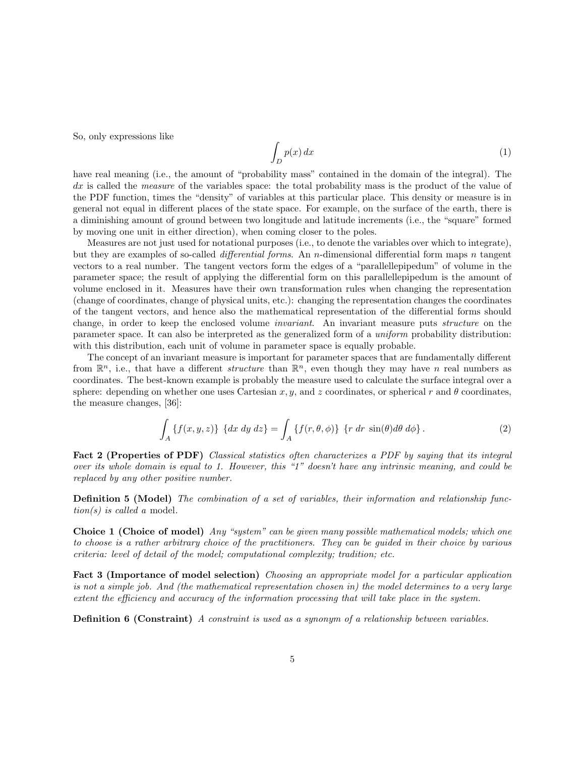So, only expressions like

$$\int_D p(x)\, dx \tag{1}$$

have real meaning (i.e., the amount of "probability mass" contained in the domain of the integral). The $dx$ is called the *measure* of the variables space: the total probability mass is the product of the value of the PDF function, times the "density" of variables at this particular place. This density or measure is in general not equal in different places of the state space. For example, on the surface of the earth, there is a diminishing amount of ground between two longitude and latitude increments (i.e., the "square" formed by moving one unit in either direction), when coming closer to the poles.

Measures are not just used for notational purposes (i.e., to denote the variables over which to integrate), but they are examples of so-called *differential forms*. An $n$-dimensional differential form maps $n$ tangent vectors to a real number. The tangent vectors form the edges of a "parallellepipedum" of volume in the parameter space; the result of applying the differential form on this parallellepipedum is the amount of volume enclosed in it. Measures have their own transformation rules when changing the representation (change of coordinates, change of physical units, etc.): changing the representation changes the coordinates of the tangent vectors, and hence also the mathematical representation of the differential forms should change, in order to keep the enclosed volume *invariant*. An invariant measure puts *structure* on the parameter space. It can also be interpreted as the generalized form of a *uniform* probability distribution: with this distribution, each unit of volume in parameter space is equally probable.

The concept of an invariant measure is important for parameter spaces that are fundamentally different from $\mathbb{R}^n$, i.e., that have a different *structure* than $\mathbb{R}^n$, even though they may have $n$ real numbers as coordinates. The best-known example is probably the measure used to calculate the surface integral over a sphere: depending on whether one uses Cartesian $x, y$, and $z$ coordinates, or spherical $r$ and $\theta$ coordinates, the measure changes, [36]:

$$\int_A \{f(x,y,z)\}\ \{dx\ dy\ dz\} = \int_A \{f(r,\theta,\phi)\}\ \{r\ dr\ \sin(\theta) d\theta\ d\phi\}. \tag{2}$$

**Fact 2 (Properties of PDF)** *Classical statistics often characterizes a PDF by saying that its integral over its whole domain is equal to 1. However, this "1" doesn't have any intrinsic meaning, and could be replaced by any other positive number.*

**Definition 5 (Model)** *The combination of a set of variables, their information and relationship function(s) is called a* model.

**Choice 1 (Choice of model)** *Any "system" can be given many possible mathematical models; which one to choose is a rather arbitrary choice of the practitioners. They can be guided in their choice by various criteria: level of detail of the model; computational complexity; tradition; etc.*

**Fact 3 (Importance of model selection)** *Choosing an appropriate model for a particular application is not a simple job. And (the mathematical representation chosen in) the model determines to a very large extent the efficiency and accuracy of the information processing that will take place in the system.*

**Definition 6 (Constraint)** *A constraint is used as a synonym of a relationship between variables.*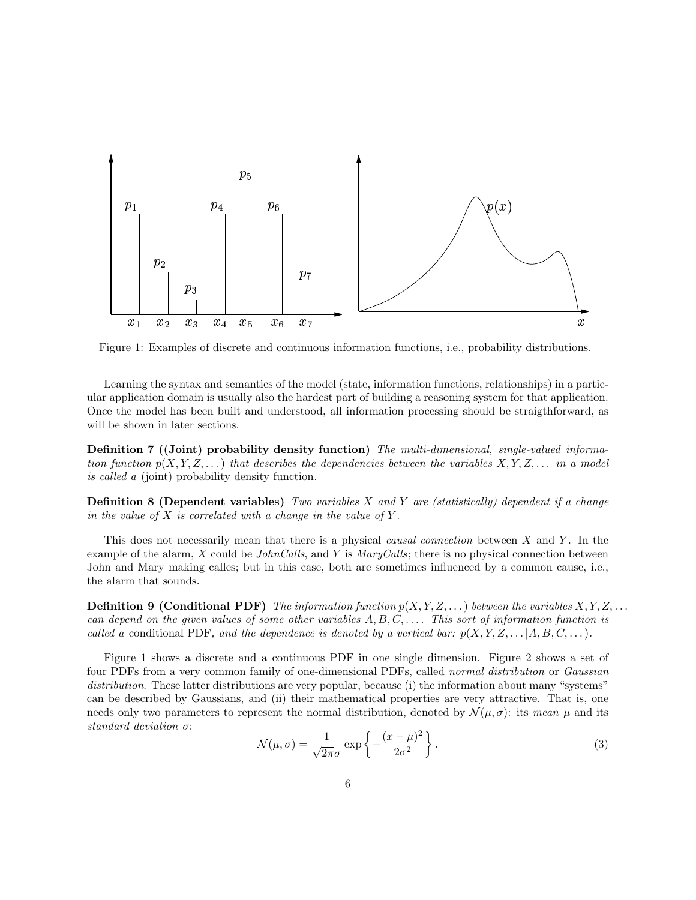Figure 1: Examples of discrete and continuous information functions, i.e., probability distributions.

Learning the syntax and semantics of the model (state, information functions, relationships) in a particular application domain is usually also the hardest part of building a reasoning system for that application. Once the model has been built and understood, all information processing should be straigthforward, as will be shown in later sections.

**Definition 7 ((Joint) probability density function)** *The multi-dimensional, single-valued information function $p(X, Y, Z, \dots)$ that describes the dependencies between the variables $X, Y, Z, \dots$ in a model is called a* (joint) probability density function*.*

**Definition 8 (Dependent variables)** *Two variables $X$ and $Y$ are (statistically) dependent if a change in the value of $X$ is correlated with a change in the value of $Y$.*

This does not necessarily mean that there is a physical *causal connection* between $X$ and $Y$. In the example of the alarm, $X$ could be *JohnCalls*, and $Y$ is *MaryCalls*; there is no physical connection between John and Mary making calles; but in this case, both are sometimes influenced by a common cause, i.e., the alarm that sounds.

**Definition 9 (Conditional PDF)** *The information function $p(X, Y, Z, \dots)$ between the variables $X, Y, Z, \dots$ can depend on the given values of some other variables $A, B, C, \dots$. This sort of information function is called a* conditional PDF*, and the dependence is denoted by a vertical bar: $p(X, Y, Z, \dots | A, B, C, \dots)$.*

Figure 1 shows a discrete and a continuous PDF in one single dimension. Figure 2 shows a set of four PDFs from a very common family of one-dimensional PDFs, called *normal distribution* or *Gaussian distribution*. These latter distributions are very popular, because (i) the information about many "systems" can be described by Gaussians, and (ii) their mathematical properties are very attractive. That is, one needs only two parameters to represent the normal distribution, denoted by $\mathcal{N}(\mu, \sigma)$: its *mean* $\mu$ and its *standard deviation* $\sigma$:

$$\mathcal{N}(\mu, \sigma) = \frac{1}{\sqrt{2\pi}\sigma} \exp\left\{ -\frac{(x-\mu)^2}{2\sigma^2} \right\}. \tag{3}$$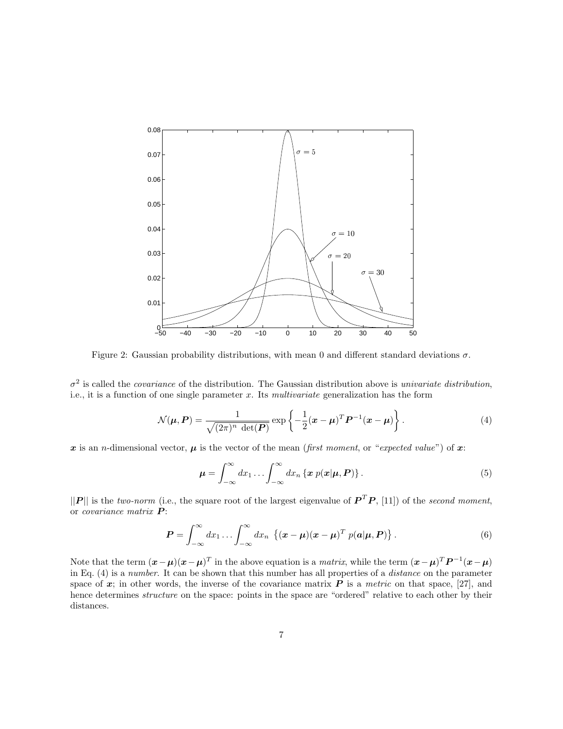Figure 2: Gaussian probability distributions, with mean 0 and different standard deviations $\sigma$.

$\sigma^2$ is called the *covariance* of the distribution. The Gaussian distribution above is *univariate distribution*, i.e., it is a function of one single parameter $x$. Its *multivariate* generalization has the form

$$\mathcal{N}(\boldsymbol{\mu}, \boldsymbol{P}) = \frac{1}{\sqrt{(2\pi)^n \ \det(\boldsymbol{P})}} \exp\left\{-\frac{1}{2}(\boldsymbol{x}-\boldsymbol{\mu})^T \boldsymbol{P}^{-1} (\boldsymbol{x}-\boldsymbol{\mu})\right\}. \tag{4}$$

$\boldsymbol{x}$ is an $n$-dimensional vector, $\boldsymbol{\mu}$ is the vector of the mean (*first moment*, or "*expected value*") of $\boldsymbol{x}$:

$$\boldsymbol{\mu} = \int_{-\infty}^{\infty} dx_1 \ldots \int_{-\infty}^{\infty} dx_n \left\{\boldsymbol{x}\ p(\boldsymbol{x}|\boldsymbol{\mu}, \boldsymbol{P})\right\}. \tag{5}$$

$||\boldsymbol{P}||$ is the *two-norm* (i.e., the square root of the largest eigenvalue of $\boldsymbol{P}^T\boldsymbol{P}$, [11]) of the *second moment*, or *covariance matrix* $\boldsymbol{P}$:

$$\boldsymbol{P} = \int_{-\infty}^{\infty} dx_1 \ldots \int_{-\infty}^{\infty} dx_n \ \left\{(\boldsymbol{x}-\boldsymbol{\mu})(\boldsymbol{x}-\boldsymbol{\mu})^T\ p(\boldsymbol{a}|\boldsymbol{\mu}, \boldsymbol{P})\right\}. \tag{6}$$

Note that the term $(\boldsymbol{x}-\boldsymbol{\mu})(\boldsymbol{x}-\boldsymbol{\mu})^T$ in the above equation is a *matrix*, while the term $(\boldsymbol{x}-\boldsymbol{\mu})^T\boldsymbol{P}^{-1}(\boldsymbol{x}-\boldsymbol{\mu})$ in Eq. (4) is a *number*. It can be shown that this number has all properties of a *distance* on the parameter space of $\boldsymbol{x}$; in other words, the inverse of the covariance matrix $\boldsymbol{P}$ is a *metric* on that space, [27], and hence determines *structure* on the space: points in the space are "ordered" relative to each other by their distances.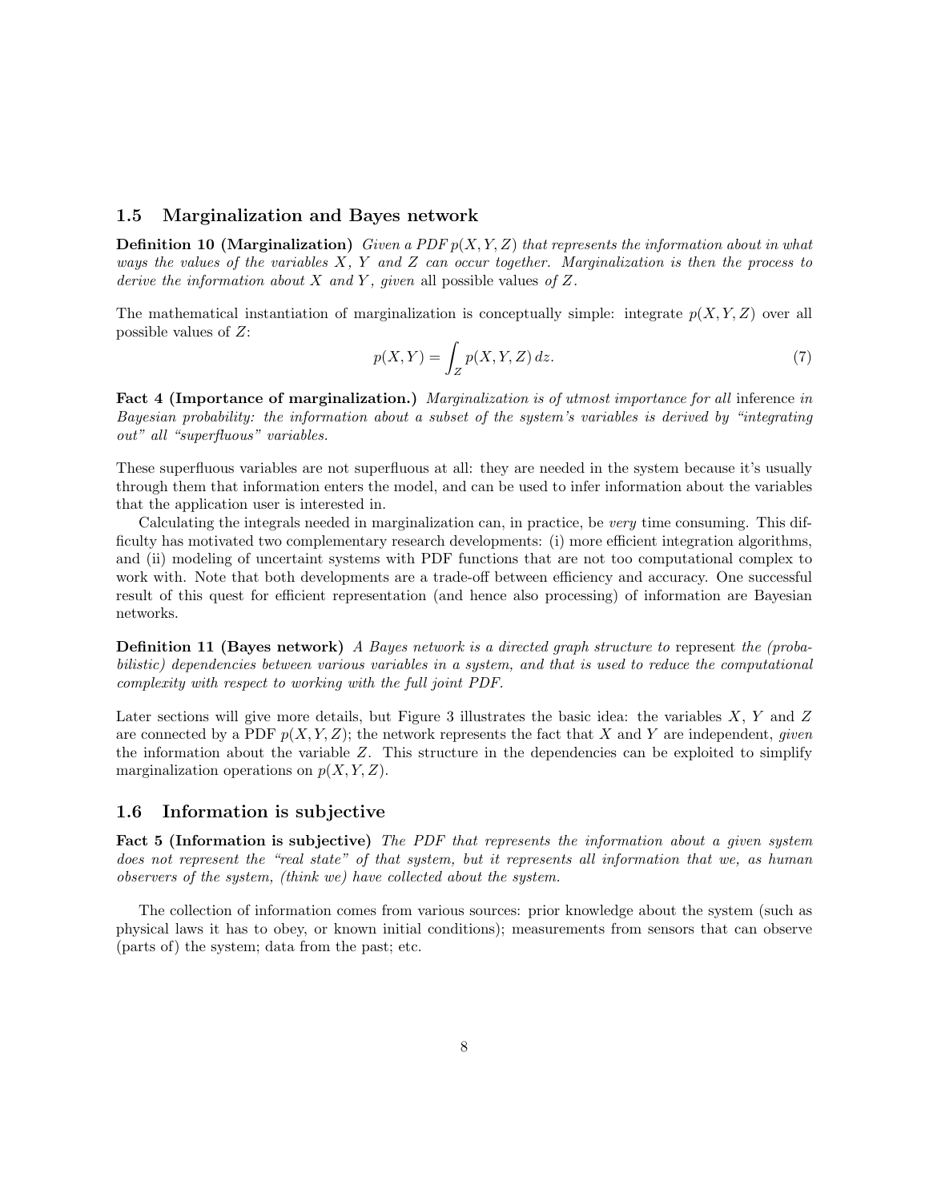## 1.5 Marginalization and Bayes network

**Definition 10 (Marginalization)** *Given a PDF $p(X, Y, Z)$ that represents the information about in what ways the values of the variables $X$, $Y$ and $Z$ can occur together. Marginalization is then the process to derive the information about $X$ and $Y$, given* all possible values *of $Z$.*

The mathematical instantiation of marginalization is conceptually simple: integrate $p(X, Y, Z)$ over all possible values of $Z$:

$$p(X, Y) = \int_Z p(X, Y, Z)\, dz. \tag{7}$$

**Fact 4 (Importance of marginalization.)** *Marginalization is of utmost importance for all* inference *in Bayesian probability: the information about a subset of the system's variables is derived by "integrating out" all "superfluous" variables.*

These superfluous variables are not superfluous at all: they are needed in the system because it's usually through them that information enters the model, and can be used to infer information about the variables that the application user is interested in.

Calculating the integrals needed in marginalization can, in practice, be *very* time consuming. This difficulty has motivated two complementary research developments: (i) more efficient integration algorithms, and (ii) modeling of uncertaint systems with PDF functions that are not too computational complex to work with. Note that both developments are a trade-off between efficiency and accuracy. One successful result of this quest for efficient representation (and hence also processing) of information are Bayesian networks.

**Definition 11 (Bayes network)** *A Bayes network is a directed graph structure to* represent *the (probabilistic) dependencies between various variables in a system, and that is used to reduce the computational complexity with respect to working with the full joint PDF.*

Later sections will give more details, but Figure 3 illustrates the basic idea: the variables $X$, $Y$ and $Z$ are connected by a PDF $p(X, Y, Z)$; the network represents the fact that $X$ and $Y$ are independent, *given* the information about the variable $Z$. This structure in the dependencies can be exploited to simplify marginalization operations on $p(X, Y, Z)$.

## 1.6 Information is subjective

**Fact 5 (Information is subjective)** *The PDF that represents the information about a given system does not represent the "real state" of that system, but it represents all information that we, as human observers of the system, (think we) have collected about the system.*

The collection of information comes from various sources: prior knowledge about the system (such as physical laws it has to obey, or known initial conditions); measurements from sensors that can observe (parts of) the system; data from the past; etc.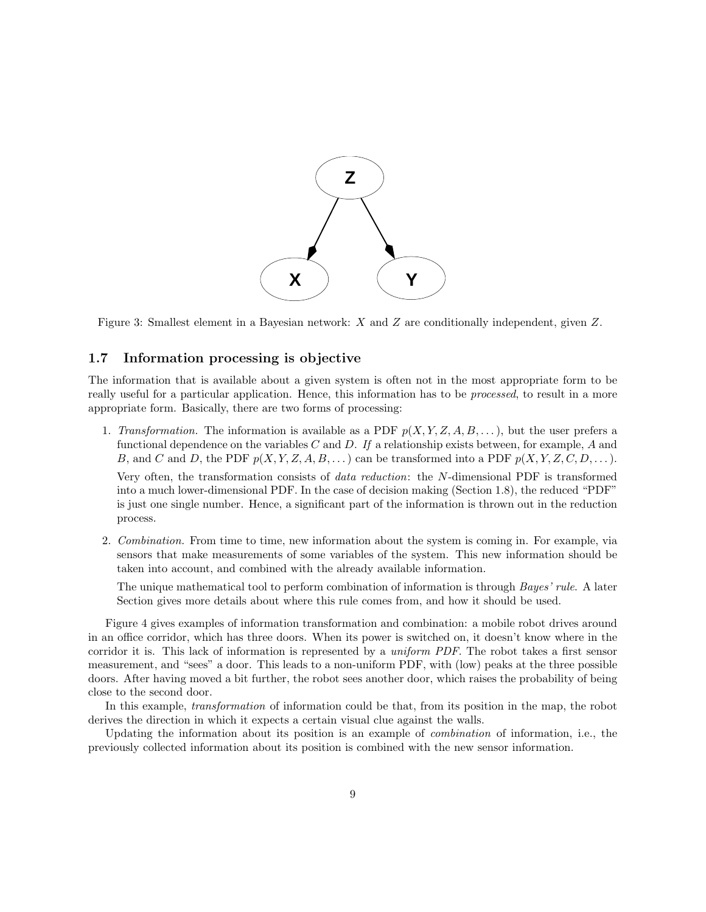Figure 3: Smallest element in a Bayesian network: $X$ and $Z$ are conditionally independent, given $Z$.

### 1.7 Information processing is objective

The information that is available about a given system is often not in the most appropriate form to be really useful for a particular application. Hence, this information has to be *processed*, to result in a more appropriate form. Basically, there are two forms of processing:

1. *Transformation.* The information is available as a PDF $p(X, Y, Z, A, B, \dots)$, but the user prefers a functional dependence on the variables $C$ and $D$. *If* a relationship exists between, for example, $A$ and $B$, and $C$ and $D$, the PDF $p(X, Y, Z, A, B, \dots)$ can be transformed into a PDF $p(X, Y, Z, C, D, \dots)$.

   Very often, the transformation consists of *data reduction*: the $N$-dimensional PDF is transformed into a much lower-dimensional PDF. In the case of decision making (Section 1.8), the reduced "PDF" is just one single number. Hence, a significant part of the information is thrown out in the reduction process.

2. *Combination.* From time to time, new information about the system is coming in. For example, via sensors that make measurements of some variables of the system. This new information should be taken into account, and combined with the already available information.

   The unique mathematical tool to perform combination of information is through *Bayes' rule*. A later Section gives more details about where this rule comes from, and how it should be used.

Figure 4 gives examples of information transformation and combination: a mobile robot drives around in an office corridor, which has three doors. When its power is switched on, it doesn't know where in the corridor it is. This lack of information is represented by a *uniform PDF*. The robot takes a first sensor measurement, and "sees" a door. This leads to a non-uniform PDF, with (low) peaks at the three possible doors. After having moved a bit further, the robot sees another door, which raises the probability of being close to the second door.

In this example, *transformation* of information could be that, from its position in the map, the robot derives the direction in which it expects a certain visual clue against the walls.

Updating the information about its position is an example of *combination* of information, i.e., the previously collected information about its position is combined with the new sensor information.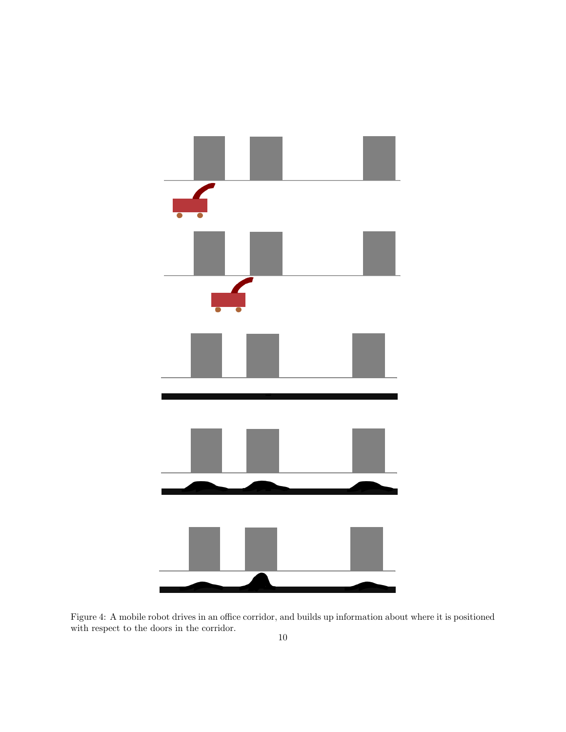Figure 4: A mobile robot drives in an office corridor, and builds up information about where it is positioned with respect to the doors in the corridor.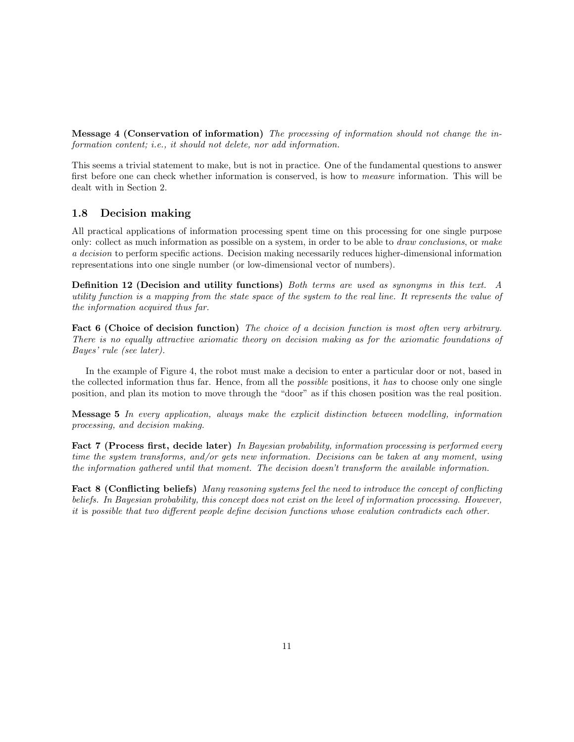**Message 4 (Conservation of information)** *The processing of information should not change the information content; i.e., it should not delete, nor add information.*

This seems a trivial statement to make, but is not in practice. One of the fundamental questions to answer first before one can check whether information is conserved, is how to *measure* information. This will be dealt with in Section 2.

## 1.8 Decision making

All practical applications of information processing spent time on this processing for one single purpose only: collect as much information as possible on a system, in order to be able to *draw conclusions*, or *make a decision* to perform specific actions. Decision making necessarily reduces higher-dimensional information representations into one single number (or low-dimensional vector of numbers).

**Definition 12 (Decision and utility functions)** *Both terms are used as synonyms in this text. A utility function is a mapping from the state space of the system to the real line. It represents the value of the information acquired thus far.*

**Fact 6 (Choice of decision function)** *The choice of a decision function is most often very arbitrary. There is no equally attractive axiomatic theory on decision making as for the axiomatic foundations of Bayes' rule (see later).*

In the example of Figure 4, the robot must make a decision to enter a particular door or not, based in the collected information thus far. Hence, from all the *possible* positions, it *has* to choose only one single position, and plan its motion to move through the "door" as if this chosen position was the real position.

**Message 5** *In every application, always make the explicit distinction between modelling, information processing, and decision making.*

**Fact 7 (Process first, decide later)** *In Bayesian probability, information processing is performed every time the system transforms, and/or gets new information. Decisions can be taken at any moment, using the information gathered until that moment. The decision doesn't transform the available information.*

**Fact 8 (Conflicting beliefs)** *Many reasoning systems feel the need to introduce the concept of conflicting beliefs. In Bayesian probability, this concept does not exist on the level of information processing. However, it* is *possible that two different people define decision functions whose evalution contradicts each other.*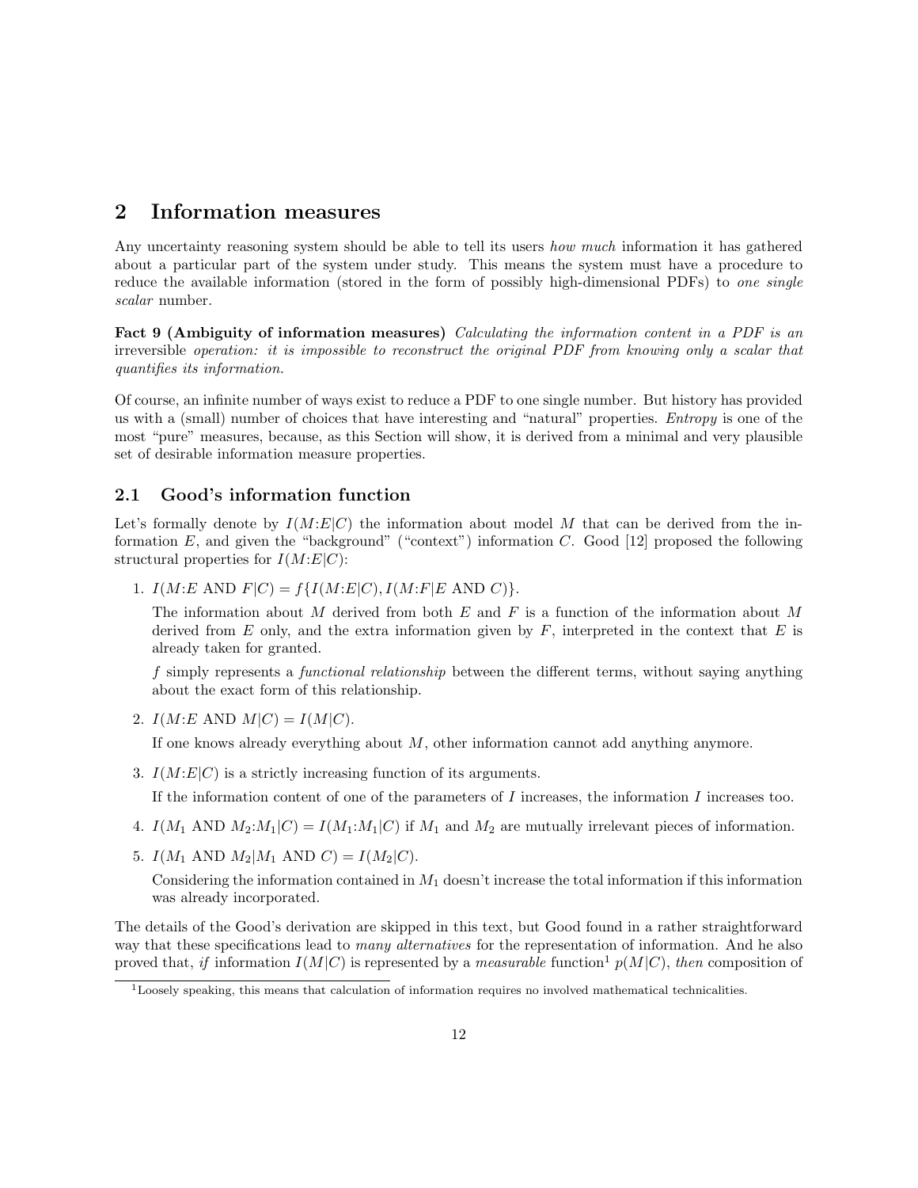## 2 Information measures

Any uncertainty reasoning system should be able to tell its users *how much* information it has gathered about a particular part of the system under study. This means the system must have a procedure to reduce the available information (stored in the form of possibly high-dimensional PDFs) to *one single scalar* number.

**Fact 9 (Ambiguity of information measures)** *Calculating the information content in a PDF is an* irreversible *operation: it is impossible to reconstruct the original PDF from knowing only a scalar that quantifies its information.*

Of course, an infinite number of ways exist to reduce a PDF to one single number. But history has provided us with a (small) number of choices that have interesting and "natural" properties. *Entropy* is one of the most "pure" measures, because, as this Section will show, it is derived from a minimal and very plausible set of desirable information measure properties.

### 2.1 Good's information function

Let's formally denote by $I(M{:}E|C)$ the information about model $M$ that can be derived from the information $E$, and given the "background" ("context") information $C$. Good [12] proposed the following structural properties for $I(M{:}E|C)$:

1. $I(M{:}E \text{ AND } F|C) = f\{I(M{:}E|C), I(M{:}F|E \text{ AND } C)\}$.

   The information about $M$ derived from both $E$ and $F$ is a function of the information about $M$ derived from $E$ only, and the extra information given by $F$, interpreted in the context that $E$ is already taken for granted.

   $f$ simply represents a *functional relationship* between the different terms, without saying anything about the exact form of this relationship.

2. $I(M{:}E \text{ AND } M|C) = I(M|C)$.

   If one knows already everything about $M$, other information cannot add anything anymore.

3. $I(M{:}E|C)$ is a strictly increasing function of its arguments.

   If the information content of one of the parameters of $I$ increases, the information $I$ increases too.

4. $I(M_1 \text{ AND } M_2{:}M_1|C) = I(M_1{:}M_1|C)$ if $M_1$ and $M_2$ are mutually irrelevant pieces of information.

5. $I(M_1 \text{ AND } M_2|M_1 \text{ AND } C) = I(M_2|C)$.

   Considering the information contained in $M_1$ doesn't increase the total information if this information was already incorporated.

The details of the Good's derivation are skipped in this text, but Good found in a rather straightforward way that these specifications lead to *many alternatives* for the representation of information. And he also proved that, *if* information $I(M|C)$ is represented by a *measurable* function[1] $p(M|C)$, *then* composition of

[1] Loosely speaking, this means that calculation of information requires no involved mathematical technicalities.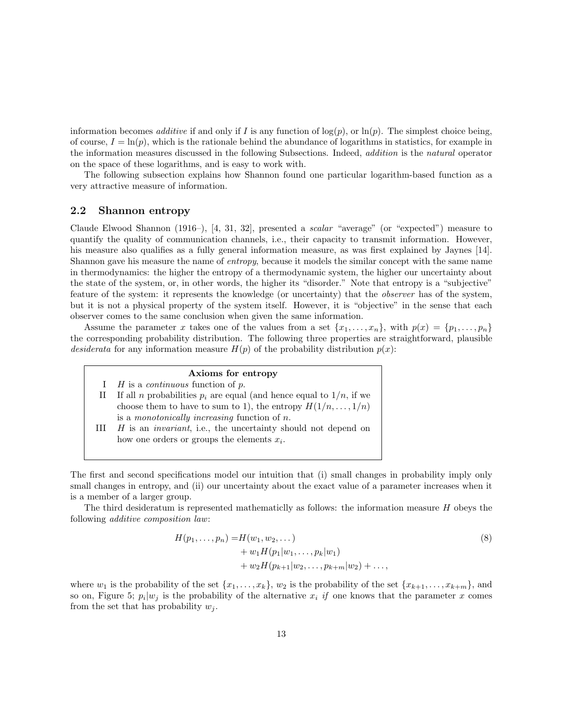information becomes *additive* if and only if $I$ is any function of $\log(p)$, or $\ln(p)$. The simplest choice being, of course, $I = \ln(p)$, which is the rationale behind the abundance of logarithms in statistics, for example in the information measures discussed in the following Subsections. Indeed, *addition* is the *natural* operator on the space of these logarithms, and is easy to work with.

The following subsection explains how Shannon found one particular logarithm-based function as a very attractive measure of information.

## 2.2 Shannon entropy

Claude Elwood Shannon (1916–), [4, 31, 32], presented a *scalar* "average" (or "expected") measure to quantify the quality of communication channels, i.e., their capacity to transmit information. However, his measure also qualifies as a fully general information measure, as was first explained by Jaynes [14]. Shannon gave his measure the name of *entropy*, because it models the similar concept with the same name in thermodynamics: the higher the entropy of a thermodynamic system, the higher our uncertainty about the state of the system, or, in other words, the higher its "disorder." Note that entropy is a "subjective" feature of the system: it represents the knowledge (or uncertainty) that the *observer* has of the system, but it is not a physical property of the system itself. However, it is "objective" in the sense that each observer comes to the same conclusion when given the same information.

Assume the parameter $x$ takes one of the values from a set $\{x_1, \dots, x_n\}$, with $p(x) = \{p_1, \dots, p_n\}$ the corresponding probability distribution. The following three properties are straightforward, plausible *desiderata* for any information measure $H(p)$ of the probability distribution $p(x)$:

**Axioms for entropy**

- I $H$ is a *continuous* function of $p$.
- II If all $n$ probabilities $p_i$ are equal (and hence equal to $1/n$, if we choose them to have to sum to 1), the entropy $H(1/n, \dots, 1/n)$ is a *monotonically increasing* function of $n$.
- III $H$ is an *invariant*, i.e., the uncertainty should not depend on how one orders or groups the elements $x_i$.

The first and second specifications model our intuition that (i) small changes in probability imply only small changes in entropy, and (ii) our uncertainty about the exact value of a parameter increases when it is a member of a larger group.

The third desideratum is represented mathematiclly as follows: the information measure $H$ obeys the following *additive composition law*:

$$
\begin{aligned}
H(p_1, \dots, p_n) = & H(w_1, w_2, \dots) \\
& + w_1 H(p_1|w_1, \dots, p_k|w_1) \\
& + w_2 H(p_{k+1}|w_2, \dots, p_{k+m}|w_2) + \dots ,
\end{aligned} \tag{8}
$$

where $w_1$ is the probability of the set $\{x_1, \dots, x_k\}$, $w_2$ is the probability of the set $\{x_{k+1}, \dots, x_{k+m}\}$, and so on, Figure 5; $p_i|w_j$ is the probability of the alternative $x_i$ *if* one knows that the parameter $x$ comes from the set that has probability $w_j$.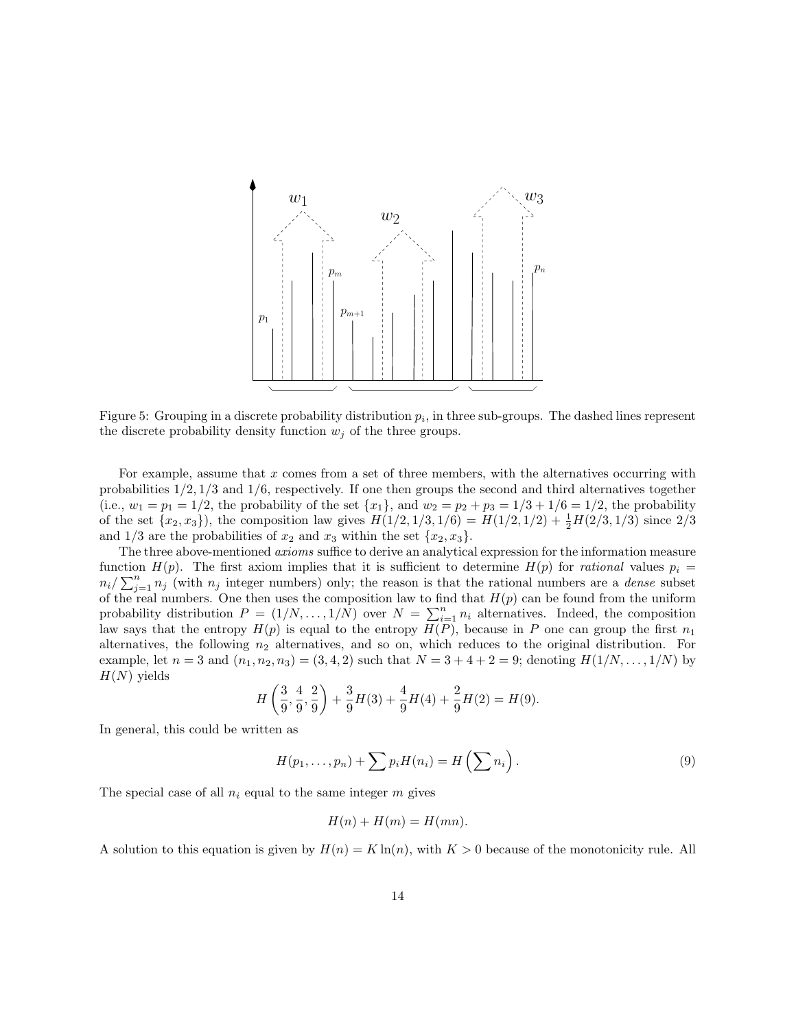Figure 5: Grouping in a discrete probability distribution $p_i$, in three sub-groups. The dashed lines represent the discrete probability density function $w_j$ of the three groups.

For example, assume that $x$ comes from a set of three members, with the alternatives occurring with probabilities $1/2, 1/3$ and $1/6$, respectively. If one then groups the second and third alternatives together (i.e., $w_1 = p_1 = 1/2$, the probability of the set $\{x_1\}$, and $w_2 = p_2 + p_3 = 1/3 + 1/6 = 1/2$, the probability of the set $\{x_2, x_3\}$), the composition law gives $H(1/2, 1/3, 1/6) = H(1/2, 1/2) + \frac{1}{2}H(2/3, 1/3)$ since $2/3$ and $1/3$ are the probabilities of $x_2$ and $x_3$ within the set $\{x_2, x_3\}$.

The three above-mentioned *axioms* suffice to derive an analytical expression for the information measure function $H(p)$. The first axiom implies that it is sufficient to determine $H(p)$ for *rational* values $p_i = n_i / \sum_{j=1}^{n} n_j$ (with $n_j$ integer numbers) only; the reason is that the rational numbers are a *dense* subset of the real numbers. One then uses the composition law to find that $H(p)$ can be found from the uniform probability distribution $P = (1/N, \ldots, 1/N)$ over $N = \sum_{i=1}^{n} n_i$ alternatives. Indeed, the composition law says that the entropy $H(p)$ is equal to the entropy $H(P)$, because in $P$ one can group the first $n_1$ alternatives, the following $n_2$ alternatives, and so on, which reduces to the original distribution. For example, let $n = 3$ and $(n_1, n_2, n_3) = (3, 4, 2)$ such that $N = 3 + 4 + 2 = 9$; denoting $H(1/N, \ldots, 1/N)$ by $H(N)$ yields

$$H\left(\frac{3}{9}, \frac{4}{9}, \frac{2}{9}\right) + \frac{3}{9}H(3) + \frac{4}{9}H(4) + \frac{2}{9}H(2) = H(9).$$

In general, this could be written as

$$H(p_1, \ldots, p_n) + \sum p_i H(n_i) = H\left(\sum n_i\right). \tag{9}$$

The special case of all $n_i$ equal to the same integer $m$ gives

$$H(n) + H(m) = H(mn).$$

A solution to this equation is given by $H(n) = K \ln(n)$, with $K > 0$ because of the monotonicity rule. All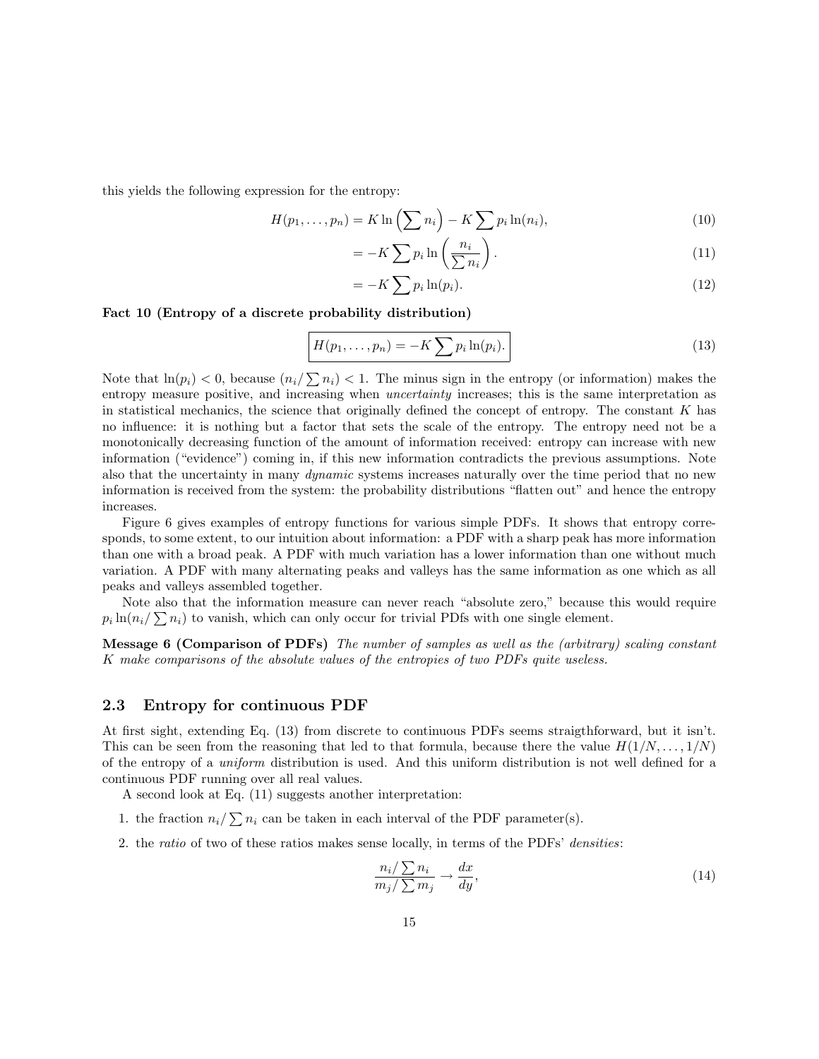this yields the following expression for the entropy:

$$H(p_1, \ldots, p_n) = K \ln \left( \sum n_i \right) - K \sum p_i \ln(n_i), \tag{10}$$

$$= -K \sum p_i \ln \left( \frac{n_i}{\sum n_i} \right). \tag{11}$$

$$= -K \sum p_i \ln(p_i). \tag{12}$$

**Fact 10 (Entropy of a discrete probability distribution)**

$$\boxed{H(p_1, \ldots, p_n) = -K \sum p_i \ln(p_i).} \tag{13}$$

Note that $\ln(p_i) < 0$, because $(n_i / \sum n_i) < 1$. The minus sign in the entropy (or information) makes the entropy measure positive, and increasing when *uncertainty* increases; this is the same interpretation as in statistical mechanics, the science that originally defined the concept of entropy. The constant $K$ has no influence: it is nothing but a factor that sets the scale of the entropy. The entropy need not be a monotonically decreasing function of the amount of information received: entropy can increase with new information ("evidence") coming in, if this new information contradicts the previous assumptions. Note also that the uncertainty in many *dynamic* systems increases naturally over the time period that no new information is received from the system: the probability distributions "flatten out" and hence the entropy increases.

Figure 6 gives examples of entropy functions for various simple PDFs. It shows that entropy corresponds, to some extent, to our intuition about information: a PDF with a sharp peak has more information than one with a broad peak. A PDF with much variation has a lower information than one without much variation. A PDF with many alternating peaks and valleys has the same information as one which as all peaks and valleys assembled together.

Note also that the information measure can never reach "absolute zero," because this would require $p_i \ln(n_i / \sum n_i)$ to vanish, which can only occur for trivial PDfs with one single element.

**Message 6 (Comparison of PDFs)** *The number of samples as well as the (arbitrary) scaling constant $K$ make comparisons of the absolute values of the entropies of two PDFs quite useless.*

## 2.3 Entropy for continuous PDF

At first sight, extending Eq. (13) from discrete to continuous PDFs seems straigthforward, but it isn't. This can be seen from the reasoning that led to that formula, because there the value $H(1/N, \ldots, 1/N)$ of the entropy of a *uniform* distribution is used. And this uniform distribution is not well defined for a continuous PDF running over all real values.

A second look at Eq. (11) suggests another interpretation:

1. the fraction $n_i / \sum n_i$ can be taken in each interval of the PDF parameter(s).
2. the *ratio* of two of these ratios makes sense locally, in terms of the PDFs' *densities*:

$$\frac{n_i / \sum n_i}{m_j / \sum m_j} \to \frac{dx}{dy}, \tag{14}$$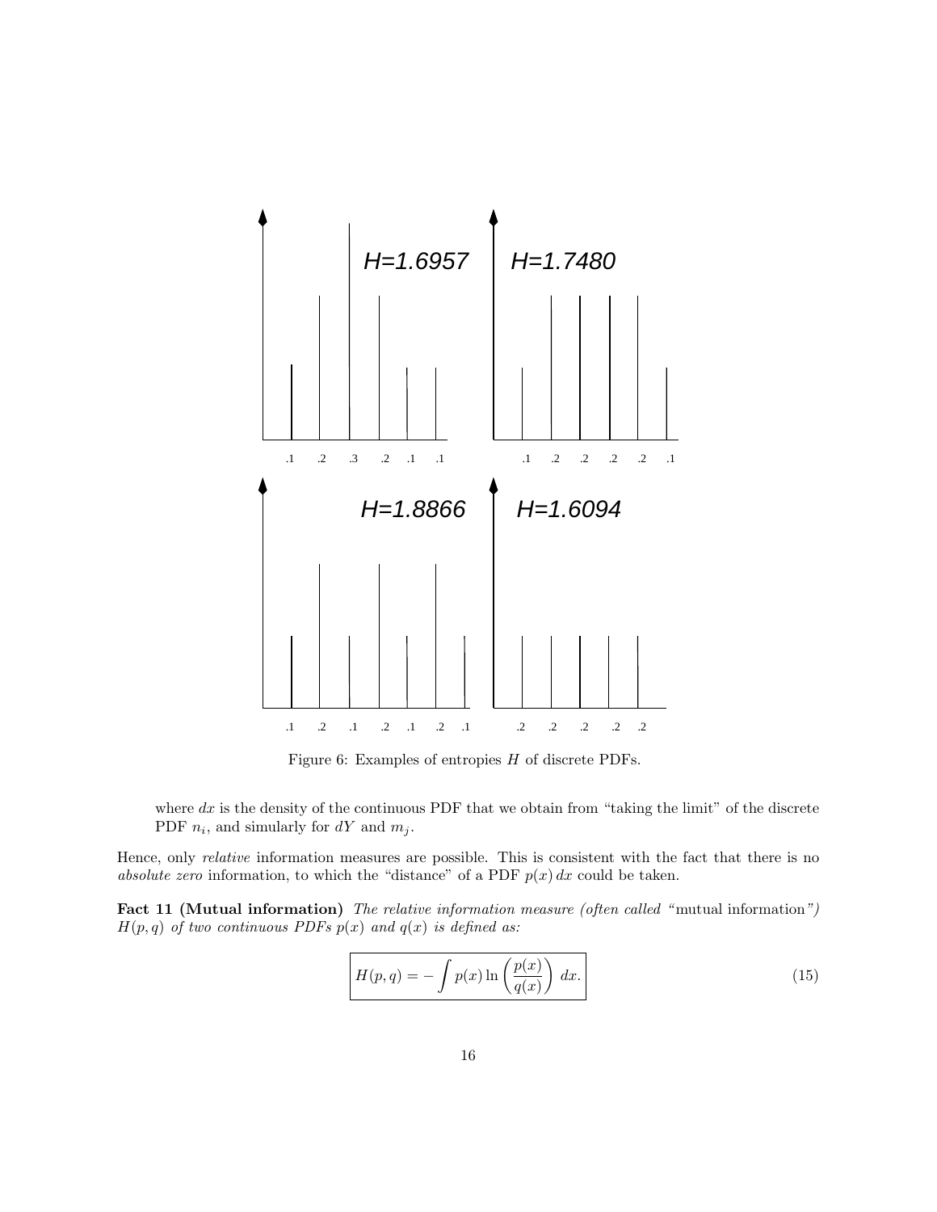Figure 6: Examples of entropies $H$ of discrete PDFs.

where $dx$ is the density of the continuous PDF that we obtain from "taking the limit" of the discrete PDF $n_i$, and simularly for $dY$ and $m_j$.

Hence, only *relative* information measures are possible. This is consistent with the fact that there is no *absolute zero* information, to which the "distance" of a PDF $p(x)\,dx$ could be taken.

**Fact 11 (Mutual information)** *The relative information measure (often called "*mutual information*") $H(p,q)$ of two continuous PDFs $p(x)$ and $q(x)$ is defined as:*

$$
\boxed{H(p,q) = -\int p(x) \ln\left(\frac{p(x)}{q(x)}\right)\, dx.} \tag{15}
$$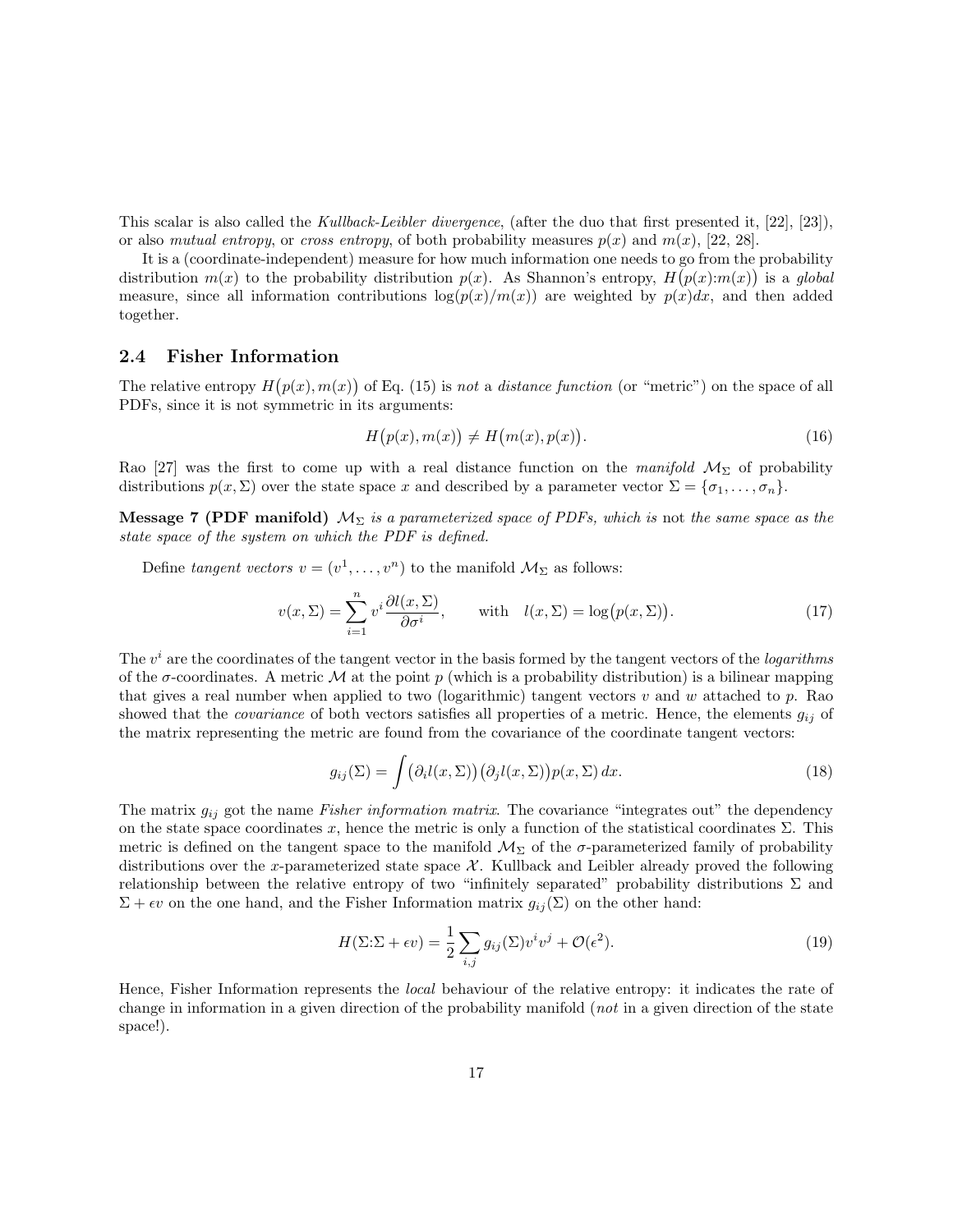This scalar is also called the *Kullback-Leibler divergence*, (after the duo that first presented it, [22], [23]), or also *mutual entropy*, or *cross entropy*, of both probability measures $p(x)$ and $m(x)$, [22, 28].

It is a (coordinate-independent) measure for how much information one needs to go from the probability distribution $m(x)$ to the probability distribution $p(x)$. As Shannon's entropy, $H\big(p(x){:}m(x)\big)$ is a *global* measure, since all information contributions $\log(p(x)/m(x))$ are weighted by $p(x)dx$, and then added together.

## 2.4 Fisher Information

The relative entropy $H\big(p(x), m(x)\big)$ of Eq. (15) is *not* a *distance function* (or "metric") on the space of all PDFs, since it is not symmetric in its arguments:

$$H\big(p(x), m(x)\big) \neq H\big(m(x), p(x)\big). \tag{16}$$

Rao [27] was the first to come up with a real distance function on the *manifold* $\mathcal{M}_\Sigma$ of probability distributions $p(x, \Sigma)$ over the state space $x$ and described by a parameter vector $\Sigma = \{\sigma_1, \ldots, \sigma_n\}$.

**Message 7 (PDF manifold)** *$\mathcal{M}_\Sigma$ is a parameterized space of PDFs, which is* not *the same space as the state space of the system on which the PDF is defined.*

Define *tangent vectors* $v = (v^1, \ldots, v^n)$ to the manifold $\mathcal{M}_\Sigma$ as follows:

$$v(x, \Sigma) = \sum_{i=1}^{n} v^i \frac{\partial l(x, \Sigma)}{\partial \sigma^i}, \qquad \text{with} \quad l(x, \Sigma) = \log\big(p(x, \Sigma)\big). \tag{17}$$

The $v^i$ are the coordinates of the tangent vector in the basis formed by the tangent vectors of the *logarithms* of the $\sigma$-coordinates. A metric $\mathcal{M}$ at the point $p$ (which is a probability distribution) is a bilinear mapping that gives a real number when applied to two (logarithmic) tangent vectors $v$ and $w$ attached to $p$. Rao showed that the *covariance* of both vectors satisfies all properties of a metric. Hence, the elements $g_{ij}$ of the matrix representing the metric are found from the covariance of the coordinate tangent vectors:

$$g_{ij}(\Sigma) = \int \big(\partial_i l(x, \Sigma)\big)\big(\partial_j l(x, \Sigma)\big) p(x, \Sigma)\, dx. \tag{18}$$

The matrix $g_{ij}$ got the name *Fisher information matrix*. The covariance "integrates out" the dependency on the state space coordinates $x$, hence the metric is only a function of the statistical coordinates $\Sigma$. This metric is defined on the tangent space to the manifold $\mathcal{M}_\Sigma$ of the $\sigma$-parameterized family of probability distributions over the $x$-parameterized state space $\mathcal{X}$. Kullback and Leibler already proved the following relationship between the relative entropy of two "infinitely separated" probability distributions $\Sigma$ and $\Sigma + \epsilon v$ on the one hand, and the Fisher Information matrix $g_{ij}(\Sigma)$ on the other hand:

$$H(\Sigma{:}\Sigma + \epsilon v) = \frac{1}{2} \sum_{i,j} g_{ij}(\Sigma) v^i v^j + \mathcal{O}(\epsilon^2). \tag{19}$$

Hence, Fisher Information represents the *local* behaviour of the relative entropy: it indicates the rate of change in information in a given direction of the probability manifold (*not* in a given direction of the state space!).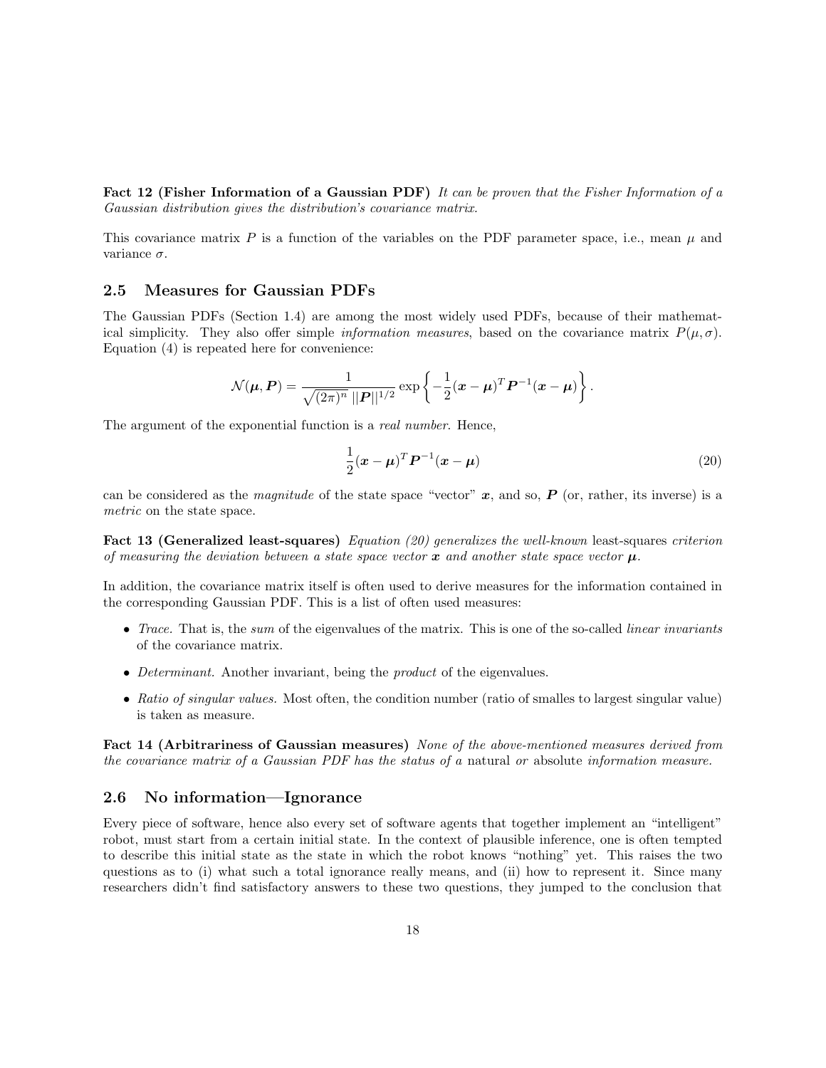**Fact 12 (Fisher Information of a Gaussian PDF)** *It can be proven that the Fisher Information of a Gaussian distribution gives the distribution's covariance matrix.*

This covariance matrix $P$ is a function of the variables on the PDF parameter space, i.e., mean $\mu$ and variance $\sigma$.

## 2.5 Measures for Gaussian PDFs

The Gaussian PDFs (Section 1.4) are among the most widely used PDFs, because of their mathematical simplicity. They also offer simple *information measures*, based on the covariance matrix $P(\mu, \sigma)$. Equation (4) is repeated here for convenience:

$$\mathcal{N}(\boldsymbol{\mu}, \boldsymbol{P}) = \frac{1}{\sqrt{(2\pi)^n} \, ||\boldsymbol{P}||^{1/2}} \exp\left\{ -\frac{1}{2}(\boldsymbol{x}-\boldsymbol{\mu})^T \boldsymbol{P}^{-1}(\boldsymbol{x}-\boldsymbol{\mu}) \right\}.$$

The argument of the exponential function is a *real number*. Hence,

$$\frac{1}{2}(\boldsymbol{x}-\boldsymbol{\mu})^T \boldsymbol{P}^{-1}(\boldsymbol{x}-\boldsymbol{\mu}) \tag{20}$$

can be considered as the *magnitude* of the state space "vector" $\boldsymbol{x}$, and so, $\boldsymbol{P}$ (or, rather, its inverse) is a *metric* on the state space.

**Fact 13 (Generalized least-squares)** *Equation (20) generalizes the well-known* least-squares *criterion of measuring the deviation between a state space vector $\boldsymbol{x}$ and another state space vector $\boldsymbol{\mu}$.*

In addition, the covariance matrix itself is often used to derive measures for the information contained in the corresponding Gaussian PDF. This is a list of often used measures:

- *Trace.* That is, the *sum* of the eigenvalues of the matrix. This is one of the so-called *linear invariants* of the covariance matrix.
- *Determinant.* Another invariant, being the *product* of the eigenvalues.
- *Ratio of singular values.* Most often, the condition number (ratio of smalles to largest singular value) is taken as measure.

**Fact 14 (Arbitrariness of Gaussian measures)** *None of the above-mentioned measures derived from the covariance matrix of a Gaussian PDF has the status of a* natural *or* absolute *information measure.*

## 2.6 No information—Ignorance

Every piece of software, hence also every set of software agents that together implement an "intelligent" robot, must start from a certain initial state. In the context of plausible inference, one is often tempted to describe this initial state as the state in which the robot knows "nothing" yet. This raises the two questions as to (i) what such a total ignorance really means, and (ii) how to represent it. Since many researchers didn't find satisfactory answers to these two questions, they jumped to the conclusion that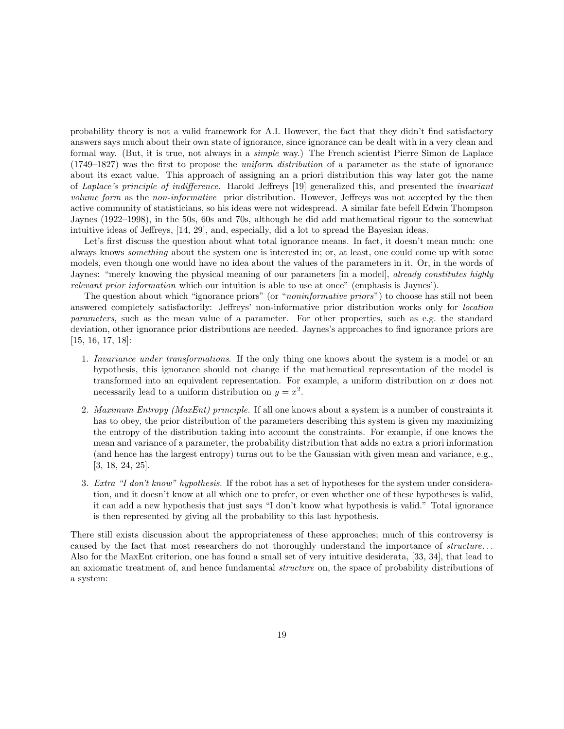probability theory is not a valid framework for A.I. However, the fact that they didn't find satisfactory answers says much about their own state of ignorance, since ignorance can be dealt with in a very clean and formal way. (But, it is true, not always in a *simple* way.) The French scientist Pierre Simon de Laplace (1749–1827) was the first to propose the *uniform distribution* of a parameter as the state of ignorance about its exact value. This approach of assigning an a priori distribution this way later got the name of *Laplace's principle of indifference.* Harold Jeffreys [19] generalized this, and presented the *invariant volume form* as the *non-informative* prior distribution. However, Jeffreys was not accepted by the then active community of statisticians, so his ideas were not widespread. A similar fate befell Edwin Thompson Jaynes (1922–1998), in the 50s, 60s and 70s, although he did add mathematical rigour to the somewhat intuitive ideas of Jeffreys, [14, 29], and, especially, did a lot to spread the Bayesian ideas.

Let's first discuss the question about what total ignorance means. In fact, it doesn't mean much: one always knows *something* about the system one is interested in; or, at least, one could come up with some models, even though one would have no idea about the values of the parameters in it. Or, in the words of Jaynes: "merely knowing the physical meaning of our parameters [in a model], *already constitutes highly relevant prior information* which our intuition is able to use at once" (emphasis is Jaynes').

The question about which "ignorance priors" (or "*noninformative priors*") to choose has still not been answered completely satisfactorily: Jeffreys' non-informative prior distribution works only for *location parameters*, such as the mean value of a parameter. For other properties, such as e.g. the standard deviation, other ignorance prior distributions are needed. Jaynes's approaches to find ignorance priors are [15, 16, 17, 18]:

1. *Invariance under transformations*. If the only thing one knows about the system is a model or an hypothesis, this ignorance should not change if the mathematical representation of the model is transformed into an equivalent representation. For example, a uniform distribution on $x$ does not necessarily lead to a uniform distribution on $y = x^2$.

2. *Maximum Entropy (MaxEnt) principle.* If all one knows about a system is a number of constraints it has to obey, the prior distribution of the parameters describing this system is given my maximizing the entropy of the distribution taking into account the constraints. For example, if one knows the mean and variance of a parameter, the probability distribution that adds no extra a priori information (and hence has the largest entropy) turns out to be the Gaussian with given mean and variance, e.g., [3, 18, 24, 25].

3. *Extra "I don't know" hypothesis.* If the robot has a set of hypotheses for the system under consideration, and it doesn't know at all which one to prefer, or even whether one of these hypotheses is valid, it can add a new hypothesis that just says "I don't know what hypothesis is valid." Total ignorance is then represented by giving all the probability to this last hypothesis.

There still exists discussion about the appropriateness of these approaches; much of this controversy is caused by the fact that most researchers do not thoroughly understand the importance of *structure*... Also for the MaxEnt criterion, one has found a small set of very intuitive desiderata, [33, 34], that lead to an axiomatic treatment of, and hence fundamental *structure* on, the space of probability distributions of a system: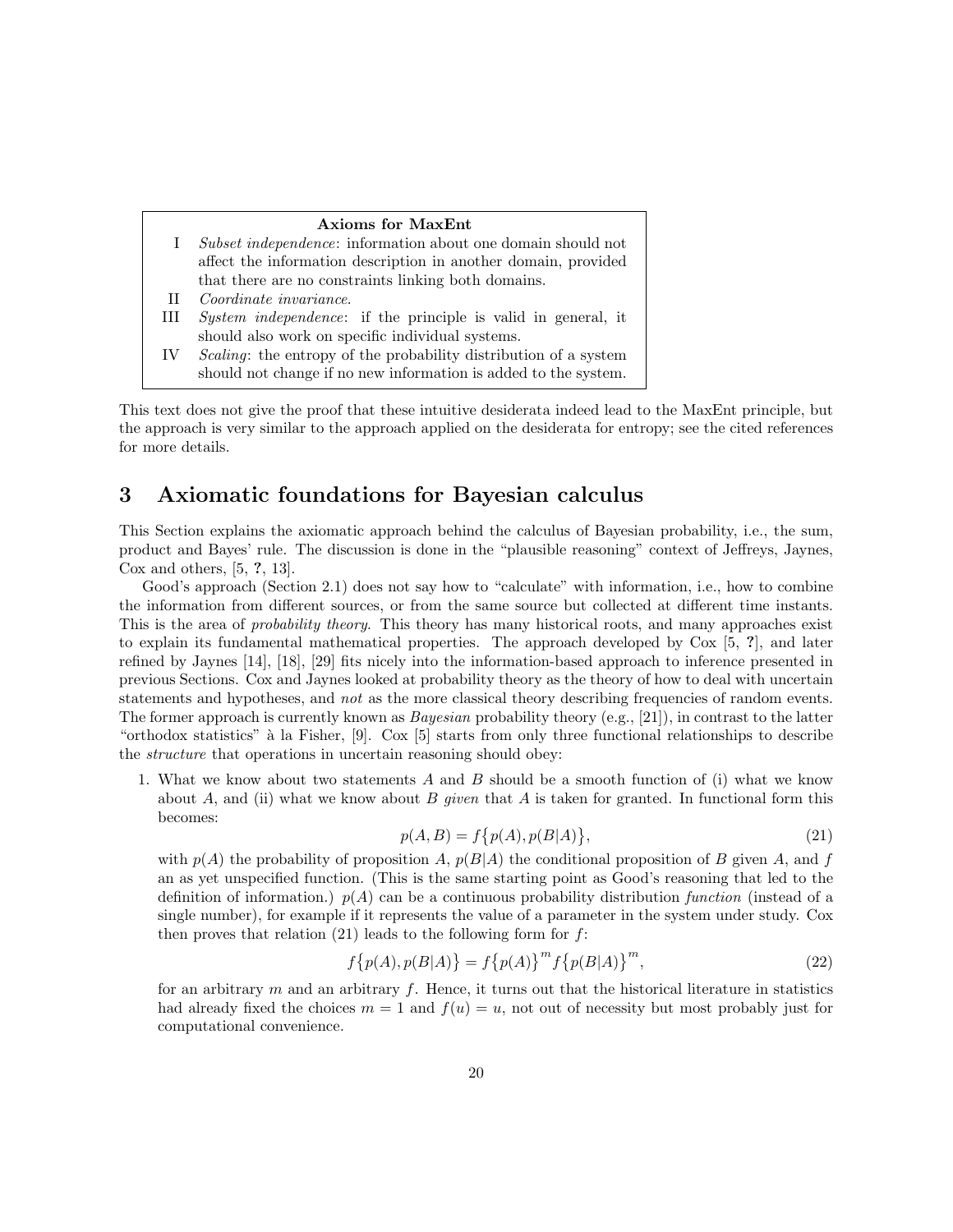**Axioms for MaxEnt**

| | |
|---|---|
| I | *Subset independence*: information about one domain should not affect the information description in another domain, provided that there are no constraints linking both domains. |
| II | *Coordinate invariance*. |
| III | *System independence*: if the principle is valid in general, it should also work on specific individual systems. |
| IV | *Scaling*: the entropy of the probability distribution of a system should not change if no new information is added to the system. |

This text does not give the proof that these intuitive desiderata indeed lead to the MaxEnt principle, but the approach is very similar to the approach applied on the desiderata for entropy; see the cited references for more details.

## 3 Axiomatic foundations for Bayesian calculus

This Section explains the axiomatic approach behind the calculus of Bayesian probability, i.e., the sum, product and Bayes' rule. The discussion is done in the "plausible reasoning" context of Jeffreys, Jaynes, Cox and others, [5, **?**, 13].

Good's approach (Section 2.1) does not say how to "calculate" with information, i.e., how to combine the information from different sources, or from the same source but collected at different time instants. This is the area of *probability theory*. This theory has many historical roots, and many approaches exist to explain its fundamental mathematical properties. The approach developed by Cox [5, **?**], and later refined by Jaynes [14], [18], [29] fits nicely into the information-based approach to inference presented in previous Sections. Cox and Jaynes looked at probability theory as the theory of how to deal with uncertain statements and hypotheses, and *not* as the more classical theory describing frequencies of random events. The former approach is currently known as *Bayesian* probability theory (e.g., [21]), in contrast to the latter "orthodox statistics" à la Fisher, [9]. Cox [5] starts from only three functional relationships to describe the *structure* that operations in uncertain reasoning should obey:

1. What we know about two statements $A$ and $B$ should be a smooth function of (i) what we know about $A$, and (ii) what we know about $B$ *given* that $A$ is taken for granted. In functional form this becomes:

$$p(A, B) = f\{p(A), p(B|A)\}, \tag{21}$$

with $p(A)$ the probability of proposition $A$, $p(B|A)$ the conditional proposition of $B$ given $A$, and $f$ an as yet unspecified function. (This is the same starting point as Good's reasoning that led to the definition of information.) $p(A)$ can be a continuous probability distribution *function* (instead of a single number), for example if it represents the value of a parameter in the system under study. Cox then proves that relation (21) leads to the following form for $f$:

$$f\{p(A), p(B|A)\} = f\{p(A)\}^m f\{p(B|A)\}^m, \tag{22}$$

for an arbitrary $m$ and an arbitrary $f$. Hence, it turns out that the historical literature in statistics had already fixed the choices $m = 1$ and $f(u) = u$, not out of necessity but most probably just for computational convenience.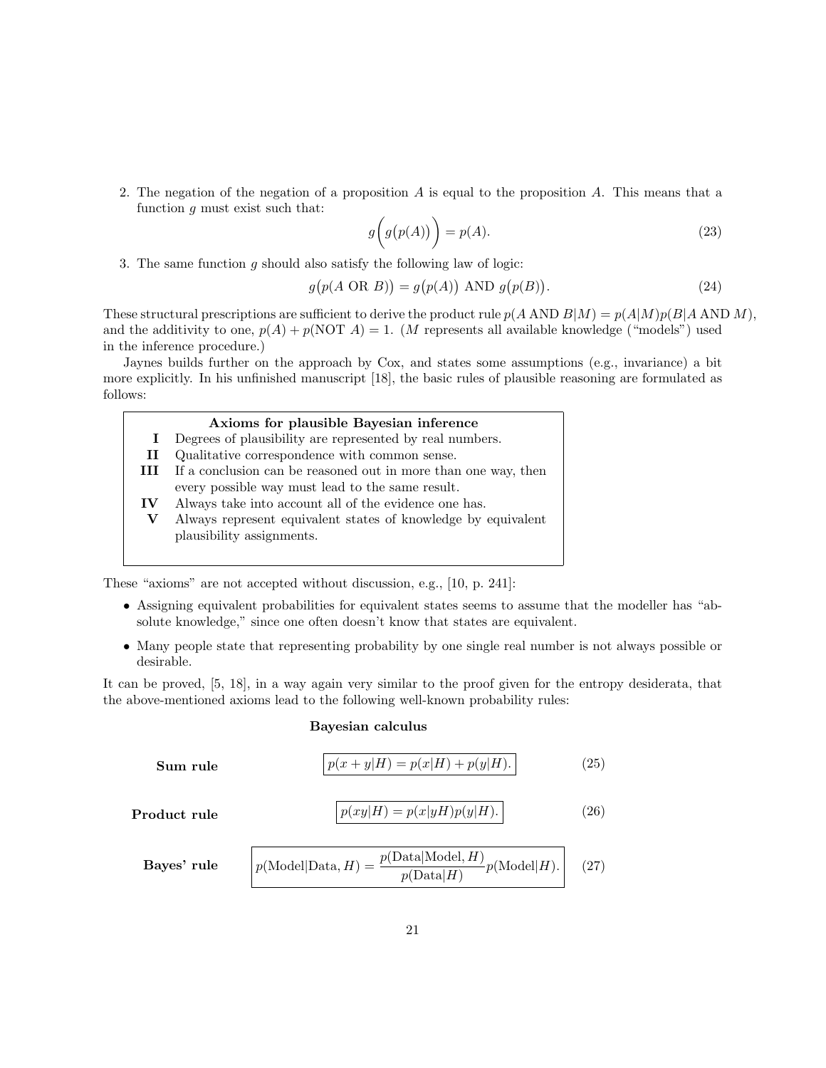2. The negation of the negation of a proposition $A$ is equal to the proposition $A$. This means that a function $g$ must exist such that:

$$g\Big(g\big(p(A)\big)\Big) = p(A). \tag{23}$$

3. The same function $g$ should also satisfy the following law of logic:

$$g\big(p(A \text{ OR } B)\big) = g\big(p(A)\big) \text{ AND } g\big(p(B)\big). \tag{24}$$

These structural prescriptions are sufficient to derive the product rule $p(A \text{ AND } B|M) = p(A|M)p(B|A \text{ AND } M)$, and the additivity to one, $p(A) + p(\text{NOT } A) = 1$. ($M$ represents all available knowledge ("models") used in the inference procedure.)

Jaynes builds further on the approach by Cox, and states some assumptions (e.g., invariance) a bit more explicitly. In his unfinished manuscript [18], the basic rules of plausible reasoning are formulated as follows:

**Axioms for plausible Bayesian inference**

- **I** Degrees of plausibility are represented by real numbers.
- **II** Qualitative correspondence with common sense.
- **III** If a conclusion can be reasoned out in more than one way, then every possible way must lead to the same result.
- **IV** Always take into account all of the evidence one has.
- **V** Always represent equivalent states of knowledge by equivalent plausibility assignments.

These "axioms" are not accepted without discussion, e.g., [10, p. 241]:

- Assigning equivalent probabilities for equivalent states seems to assume that the modeller has "absolute knowledge," since one often doesn't know that states are equivalent.
- Many people state that representing probability by one single real number is not always possible or desirable.

It can be proved, [5, 18], in a way again very similar to the proof given for the entropy desiderata, that the above-mentioned axioms lead to the following well-known probability rules:

**Bayesian calculus**

**Sum rule**

$$p(x+y|H) = p(x|H) + p(y|H). \tag{25}$$

**Product rule**

$$p(xy|H) = p(x|yH)p(y|H). \tag{26}$$

**Bayes' rule**

$$p(\text{Model}|\text{Data}, H) = \frac{p(\text{Data}|\text{Model}, H)}{p(\text{Data}|H)} p(\text{Model}|H). \tag{27}$$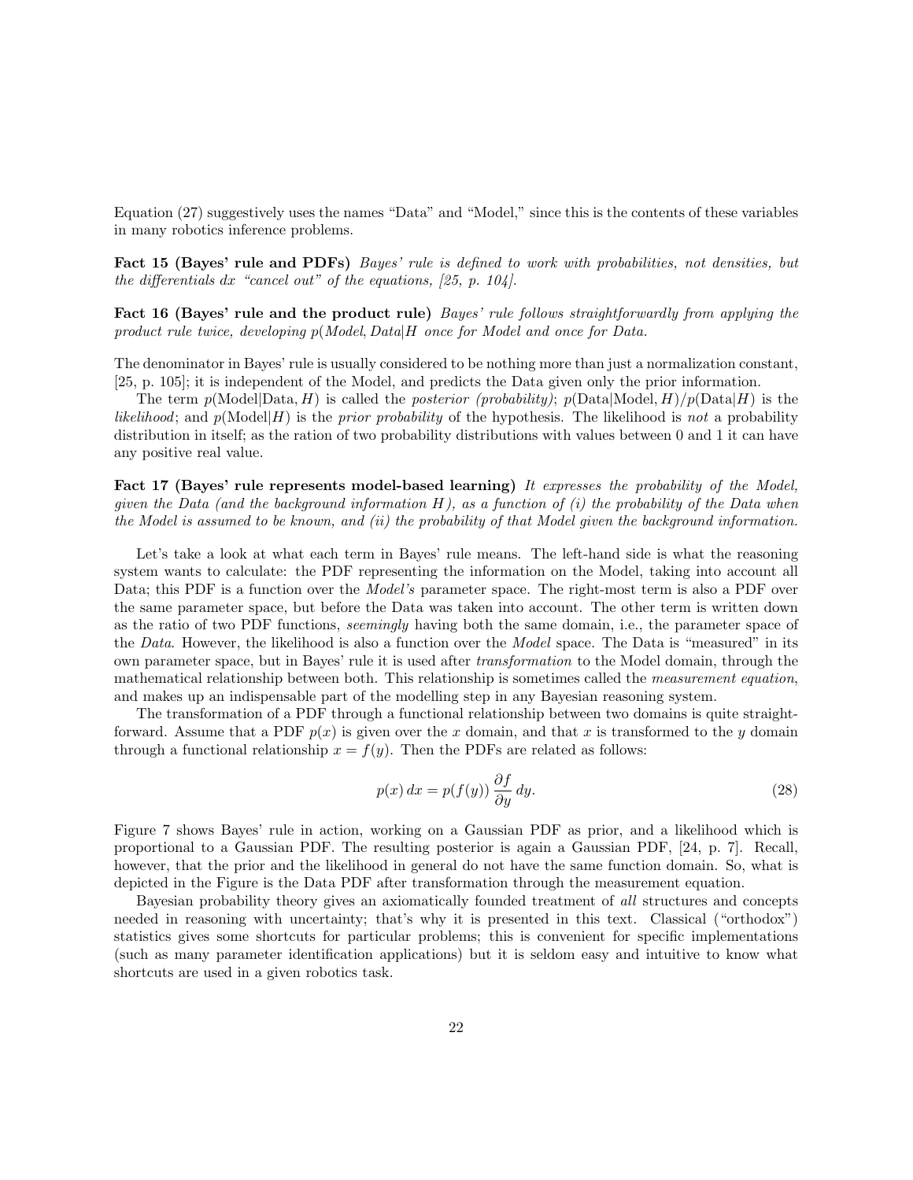Equation (27) suggestively uses the names "Data" and "Model," since this is the contents of these variables in many robotics inference problems.

**Fact 15 (Bayes' rule and PDFs)** *Bayes' rule is defined to work with probabilities, not densities, but the differentials $dx$ "cancel out" of the equations, [25, p. 104].*

**Fact 16 (Bayes' rule and the product rule)** *Bayes' rule follows straightforwardly from applying the product rule twice, developing $p(Model, Data|H$ once for Model and once for Data.*

The denominator in Bayes' rule is usually considered to be nothing more than just a normalization constant, [25, p. 105]; it is independent of the Model, and predicts the Data given only the prior information.

The term $p(\text{Model}|\text{Data}, H)$ is called the *posterior (probability)*; $p(\text{Data}|\text{Model}, H)/p(\text{Data}|H)$ is the *likelihood*; and $p(\text{Model}|H)$ is the *prior probability* of the hypothesis. The likelihood is *not* a probability distribution in itself; as the ration of two probability distributions with values between 0 and 1 it can have any positive real value.

**Fact 17 (Bayes' rule represents model-based learning)** *It expresses the probability of the Model, given the Data (and the background information $H$), as a function of (i) the probability of the Data when the Model is assumed to be known, and (ii) the probability of that Model given the background information.*

Let's take a look at what each term in Bayes' rule means. The left-hand side is what the reasoning system wants to calculate: the PDF representing the information on the Model, taking into account all Data; this PDF is a function over the *Model's* parameter space. The right-most term is also a PDF over the same parameter space, but before the Data was taken into account. The other term is written down as the ratio of two PDF functions, *seemingly* having both the same domain, i.e., the parameter space of the *Data*. However, the likelihood is also a function over the *Model* space. The Data is "measured" in its own parameter space, but in Bayes' rule it is used after *transformation* to the Model domain, through the mathematical relationship between both. This relationship is sometimes called the *measurement equation*, and makes up an indispensable part of the modelling step in any Bayesian reasoning system.

The transformation of a PDF through a functional relationship between two domains is quite straightforward. Assume that a PDF $p(x)$ is given over the $x$ domain, and that $x$ is transformed to the $y$ domain through a functional relationship $x = f(y)$. Then the PDFs are related as follows:

$$p(x)\, dx = p(f(y))\, \frac{\partial f}{\partial y}\, dy. \tag{28}$$

Figure 7 shows Bayes' rule in action, working on a Gaussian PDF as prior, and a likelihood which is proportional to a Gaussian PDF. The resulting posterior is again a Gaussian PDF, [24, p. 7]. Recall, however, that the prior and the likelihood in general do not have the same function domain. So, what is depicted in the Figure is the Data PDF after transformation through the measurement equation.

Bayesian probability theory gives an axiomatically founded treatment of *all* structures and concepts needed in reasoning with uncertainty; that's why it is presented in this text. Classical ("orthodox") statistics gives some shortcuts for particular problems; this is convenient for specific implementations (such as many parameter identification applications) but it is seldom easy and intuitive to know what shortcuts are used in a given robotics task.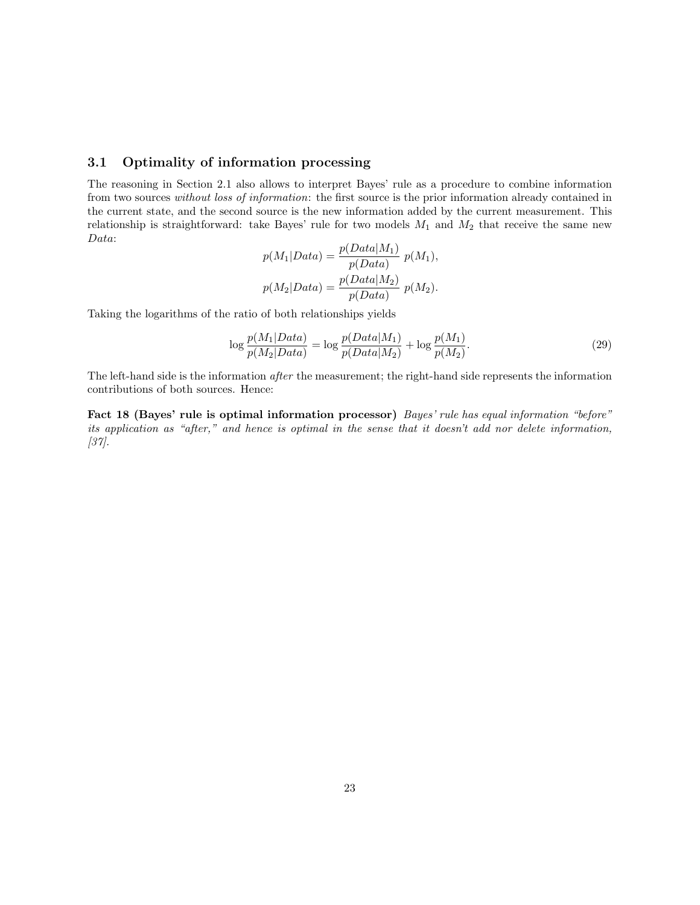### 3.1 Optimality of information processing

The reasoning in Section 2.1 also allows to interpret Bayes' rule as a procedure to combine information from two sources *without loss of information*: the first source is the prior information already contained in the current state, and the second source is the new information added by the current measurement. This relationship is straightforward: take Bayes' rule for two models $M_1$ and $M_2$ that receive the same new *Data*:

$$p(M_1|Data) = \frac{p(Data|M_1)}{p(Data)}\; p(M_1),$$

$$p(M_2|Data) = \frac{p(Data|M_2)}{p(Data)}\; p(M_2).$$

Taking the logarithms of the ratio of both relationships yields

$$\log \frac{p(M_1|Data)}{p(M_2|Data)} = \log \frac{p(Data|M_1)}{p(Data|M_2)} + \log \frac{p(M_1)}{p(M_2)}. \tag{29}$$

The left-hand side is the information *after* the measurement; the right-hand side represents the information contributions of both sources. Hence:

**Fact 18 (Bayes' rule is optimal information processor)** *Bayes' rule has equal information "before" its application as "after," and hence is optimal in the sense that it doesn't add nor delete information, [37].*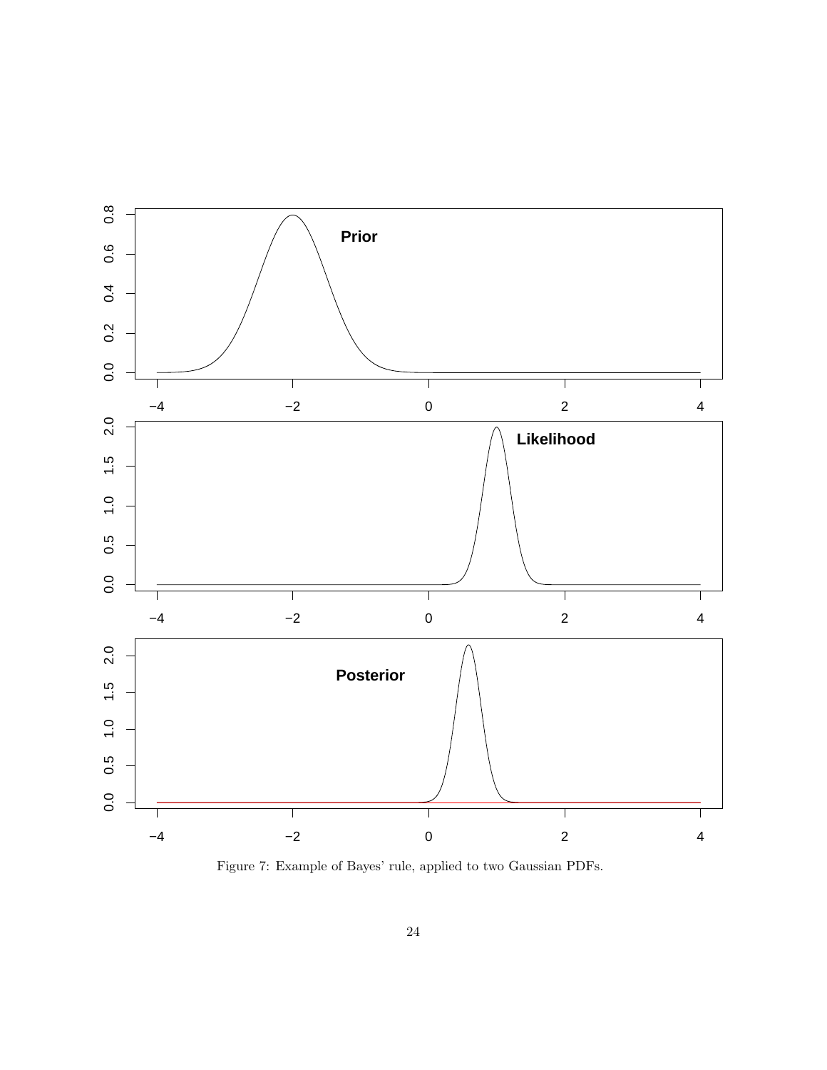Figure 7: Example of Bayes' rule, applied to two Gaussian PDFs.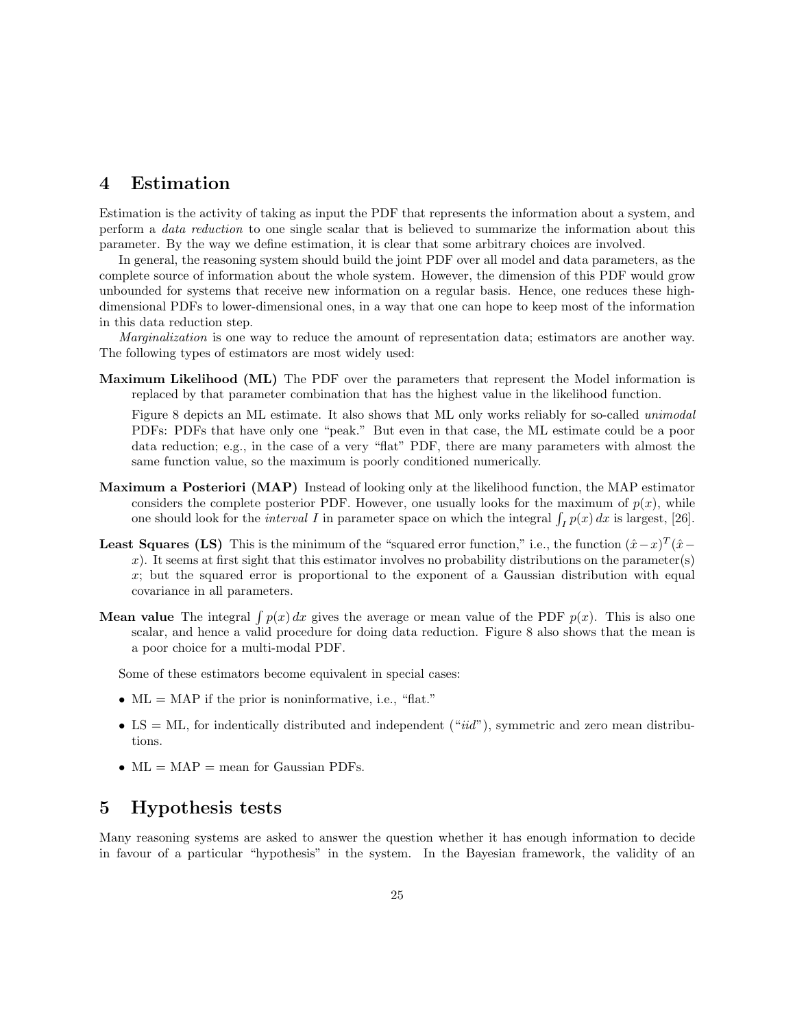# 4 Estimation

Estimation is the activity of taking as input the PDF that represents the information about a system, and perform a *data reduction* to one single scalar that is believed to summarize the information about this parameter. By the way we define estimation, it is clear that some arbitrary choices are involved.

In general, the reasoning system should build the joint PDF over all model and data parameters, as the complete source of information about the whole system. However, the dimension of this PDF would grow unbounded for systems that receive new information on a regular basis. Hence, one reduces these high-dimensional PDFs to lower-dimensional ones, in a way that one can hope to keep most of the information in this data reduction step.

*Marginalization* is one way to reduce the amount of representation data; estimators are another way. The following types of estimators are most widely used:

**Maximum Likelihood (ML)** The PDF over the parameters that represent the Model information is replaced by that parameter combination that has the highest value in the likelihood function.

Figure 8 depicts an ML estimate. It also shows that ML only works reliably for so-called *unimodal* PDFs: PDFs that have only one "peak." But even in that case, the ML estimate could be a poor data reduction; e.g., in the case of a very "flat" PDF, there are many parameters with almost the same function value, so the maximum is poorly conditioned numerically.

**Maximum a Posteriori (MAP)** Instead of looking only at the likelihood function, the MAP estimator considers the complete posterior PDF. However, one usually looks for the maximum of $p(x)$, while one should look for the *interval* $I$ in parameter space on which the integral $\int_I p(x)\,dx$ is largest, [26].

**Least Squares (LS)** This is the minimum of the "squared error function," i.e., the function $(\hat{x}-x)^T(\hat{x}-x)$. It seems at first sight that this estimator involves no probability distributions on the parameter(s) $x$; but the squared error is proportional to the exponent of a Gaussian distribution with equal covariance in all parameters.

**Mean value** The integral $\int p(x)\,dx$ gives the average or mean value of the PDF $p(x)$. This is also one scalar, and hence a valid procedure for doing data reduction. Figure 8 also shows that the mean is a poor choice for a multi-modal PDF.

Some of these estimators become equivalent in special cases:

- ML = MAP if the prior is noninformative, i.e., "flat."
- LS = ML, for indentically distributed and independent ("*iid*"), symmetric and zero mean distributions.
- ML = MAP = mean for Gaussian PDFs.

# 5 Hypothesis tests

Many reasoning systems are asked to answer the question whether it has enough information to decide in favour of a particular "hypothesis" in the system. In the Bayesian framework, the validity of an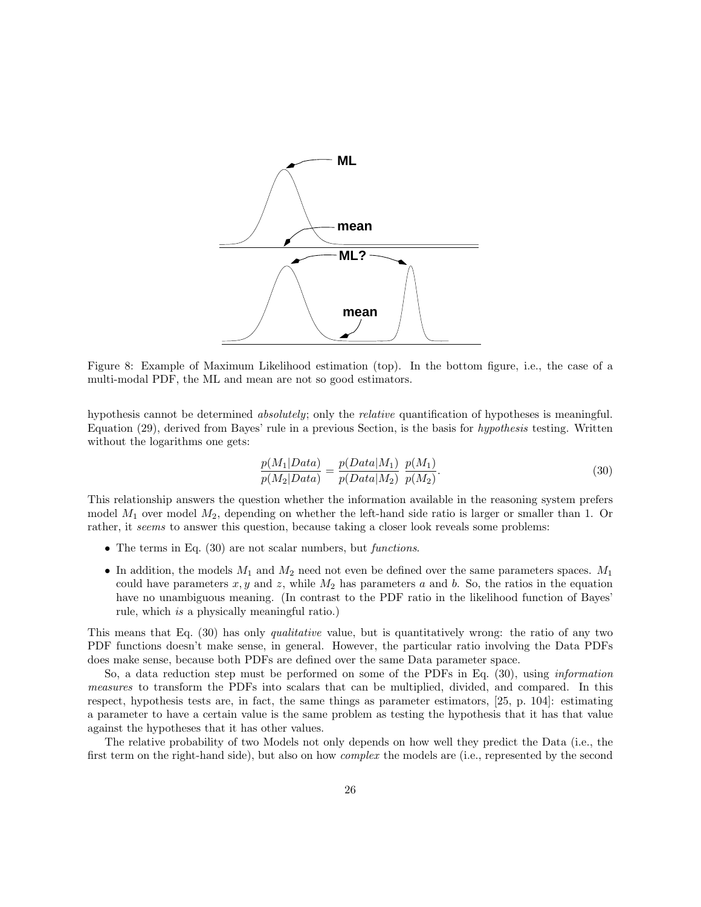Figure 8: Example of Maximum Likelihood estimation (top). In the bottom figure, i.e., the case of a multi-modal PDF, the ML and mean are not so good estimators.

hypothesis cannot be determined *absolutely*; only the *relative* quantification of hypotheses is meaningful. Equation (29), derived from Bayes' rule in a previous Section, is the basis for *hypothesis* testing. Written without the logarithms one gets:

$$\frac{p(M_1|Data)}{p(M_2|Data)} = \frac{p(Data|M_1)}{p(Data|M_2)} \; \frac{p(M_1)}{p(M_2)}. \tag{30}$$

This relationship answers the question whether the information available in the reasoning system prefers model $M_1$ over model $M_2$, depending on whether the left-hand side ratio is larger or smaller than 1. Or rather, it *seems* to answer this question, because taking a closer look reveals some problems:

- The terms in Eq. (30) are not scalar numbers, but *functions*.
- In addition, the models $M_1$ and $M_2$ need not even be defined over the same parameters spaces. $M_1$ could have parameters $x, y$ and $z$, while $M_2$ has parameters $a$ and $b$. So, the ratios in the equation have no unambiguous meaning. (In contrast to the PDF ratio in the likelihood function of Bayes' rule, which *is* a physically meaningful ratio.)

This means that Eq. (30) has only *qualitative* value, but is quantitatively wrong: the ratio of any two PDF functions doesn't make sense, in general. However, the particular ratio involving the Data PDFs does make sense, because both PDFs are defined over the same Data parameter space.

So, a data reduction step must be performed on some of the PDFs in Eq. (30), using *information measures* to transform the PDFs into scalars that can be multiplied, divided, and compared. In this respect, hypothesis tests are, in fact, the same things as parameter estimators, [25, p. 104]: estimating a parameter to have a certain value is the same problem as testing the hypothesis that it has that value against the hypotheses that it has other values.

The relative probability of two Models not only depends on how well they predict the Data (i.e., the first term on the right-hand side), but also on how *complex* the models are (i.e., represented by the second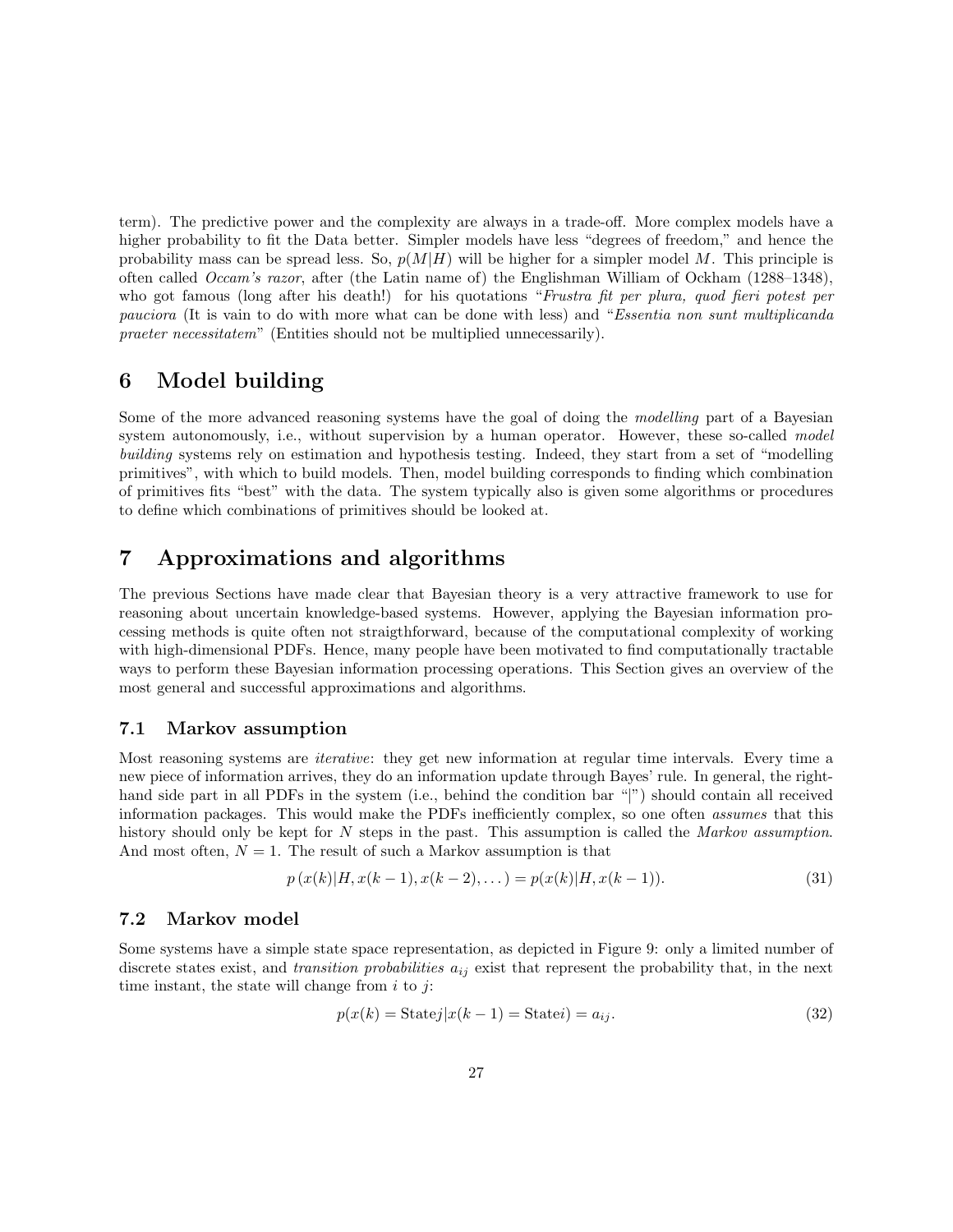term). The predictive power and the complexity are always in a trade-off. More complex models have a higher probability to fit the Data better. Simpler models have less "degrees of freedom," and hence the probability mass can be spread less. So, $p(M|H)$ will be higher for a simpler model $M$. This principle is often called *Occam's razor*, after (the Latin name of) the Englishman William of Ockham (1288–1348), who got famous (long after his death!) for his quotations "*Frustra fit per plura, quod fieri potest per pauciora* (It is vain to do with more what can be done with less) and "*Essentia non sunt multiplicanda praeter necessitatem*" (Entities should not be multiplied unnecessarily).

# 6 Model building

Some of the more advanced reasoning systems have the goal of doing the *modelling* part of a Bayesian system autonomously, i.e., without supervision by a human operator. However, these so-called *model building* systems rely on estimation and hypothesis testing. Indeed, they start from a set of "modelling primitives", with which to build models. Then, model building corresponds to finding which combination of primitives fits "best" with the data. The system typically also is given some algorithms or procedures to define which combinations of primitives should be looked at.

# 7 Approximations and algorithms

The previous Sections have made clear that Bayesian theory is a very attractive framework to use for reasoning about uncertain knowledge-based systems. However, applying the Bayesian information processing methods is quite often not straigthforward, because of the computational complexity of working with high-dimensional PDFs. Hence, many people have been motivated to find computationally tractable ways to perform these Bayesian information processing operations. This Section gives an overview of the most general and successful approximations and algorithms.

## 7.1 Markov assumption

Most reasoning systems are *iterative*: they get new information at regular time intervals. Every time a new piece of information arrives, they do an information update through Bayes' rule. In general, the right-hand side part in all PDFs in the system (i.e., behind the condition bar "|") should contain all received information packages. This would make the PDFs inefficiently complex, so one often *assumes* that this history should only be kept for $N$ steps in the past. This assumption is called the *Markov assumption*. And most often, $N = 1$. The result of such a Markov assumption is that

$$p\left(x(k)|H, x(k-1), x(k-2), \dots\right) = p(x(k)|H, x(k-1)). \tag{31}$$

## 7.2 Markov model

Some systems have a simple state space representation, as depicted in Figure 9: only a limited number of discrete states exist, and *transition probabilities* $a_{ij}$ exist that represent the probability that, in the next time instant, the state will change from $i$ to $j$:

$$p(x(k) = \text{State}j|x(k-1) = \text{State}i) = a_{ij}. \tag{32}$$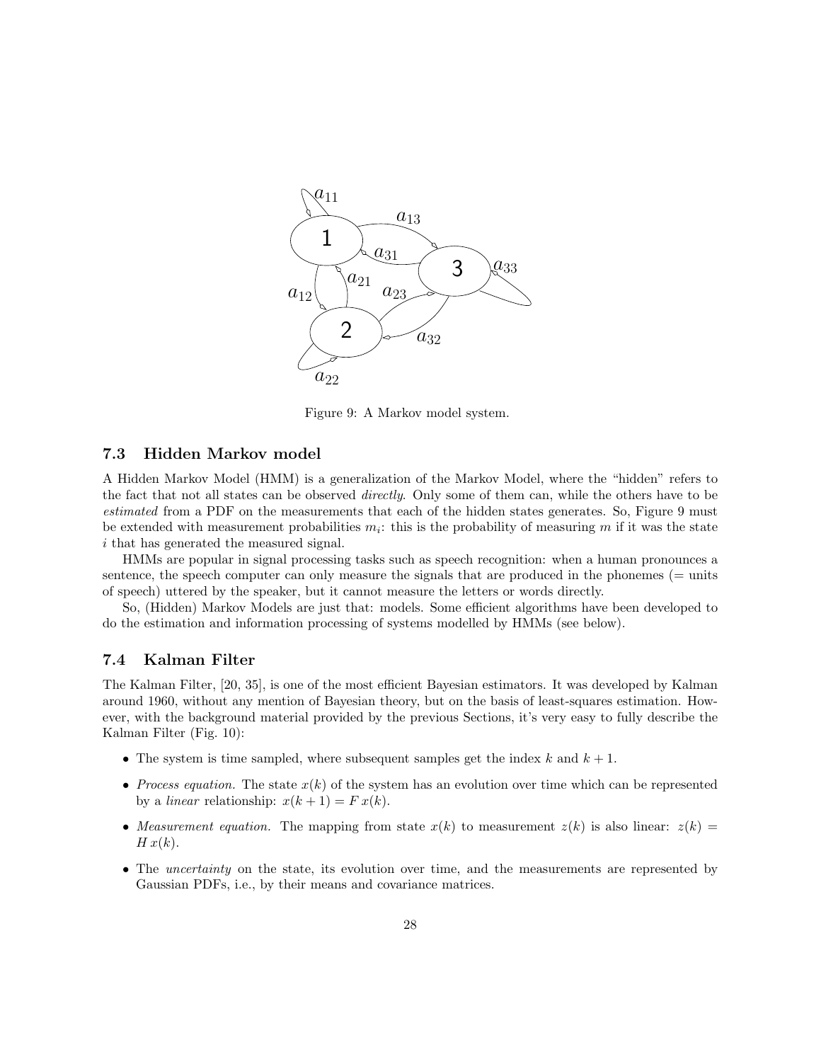Figure 9: A Markov model system.

### 7.3 Hidden Markov model

A Hidden Markov Model (HMM) is a generalization of the Markov Model, where the "hidden" refers to the fact that not all states can be observed *directly*. Only some of them can, while the others have to be *estimated* from a PDF on the measurements that each of the hidden states generates. So, Figure 9 must be extended with measurement probabilities $m_i$: this is the probability of measuring $m$ if it was the state $i$ that has generated the measured signal.

HMMs are popular in signal processing tasks such as speech recognition: when a human pronounces a sentence, the speech computer can only measure the signals that are produced in the phonemes (= units of speech) uttered by the speaker, but it cannot measure the letters or words directly.

So, (Hidden) Markov Models are just that: models. Some efficient algorithms have been developed to do the estimation and information processing of systems modelled by HMMs (see below).

### 7.4 Kalman Filter

The Kalman Filter, [20, 35], is one of the most efficient Bayesian estimators. It was developed by Kalman around 1960, without any mention of Bayesian theory, but on the basis of least-squares estimation. However, with the background material provided by the previous Sections, it's very easy to fully describe the Kalman Filter (Fig. 10):

- The system is time sampled, where subsequent samples get the index $k$ and $k+1$.
- *Process equation.* The state $x(k)$ of the system has an evolution over time which can be represented by a *linear* relationship: $x(k+1) = F\,x(k)$.
- *Measurement equation.* The mapping from state $x(k)$ to measurement $z(k)$ is also linear: $z(k) = H\,x(k)$.
- The *uncertainty* on the state, its evolution over time, and the measurements are represented by Gaussian PDFs, i.e., by their means and covariance matrices.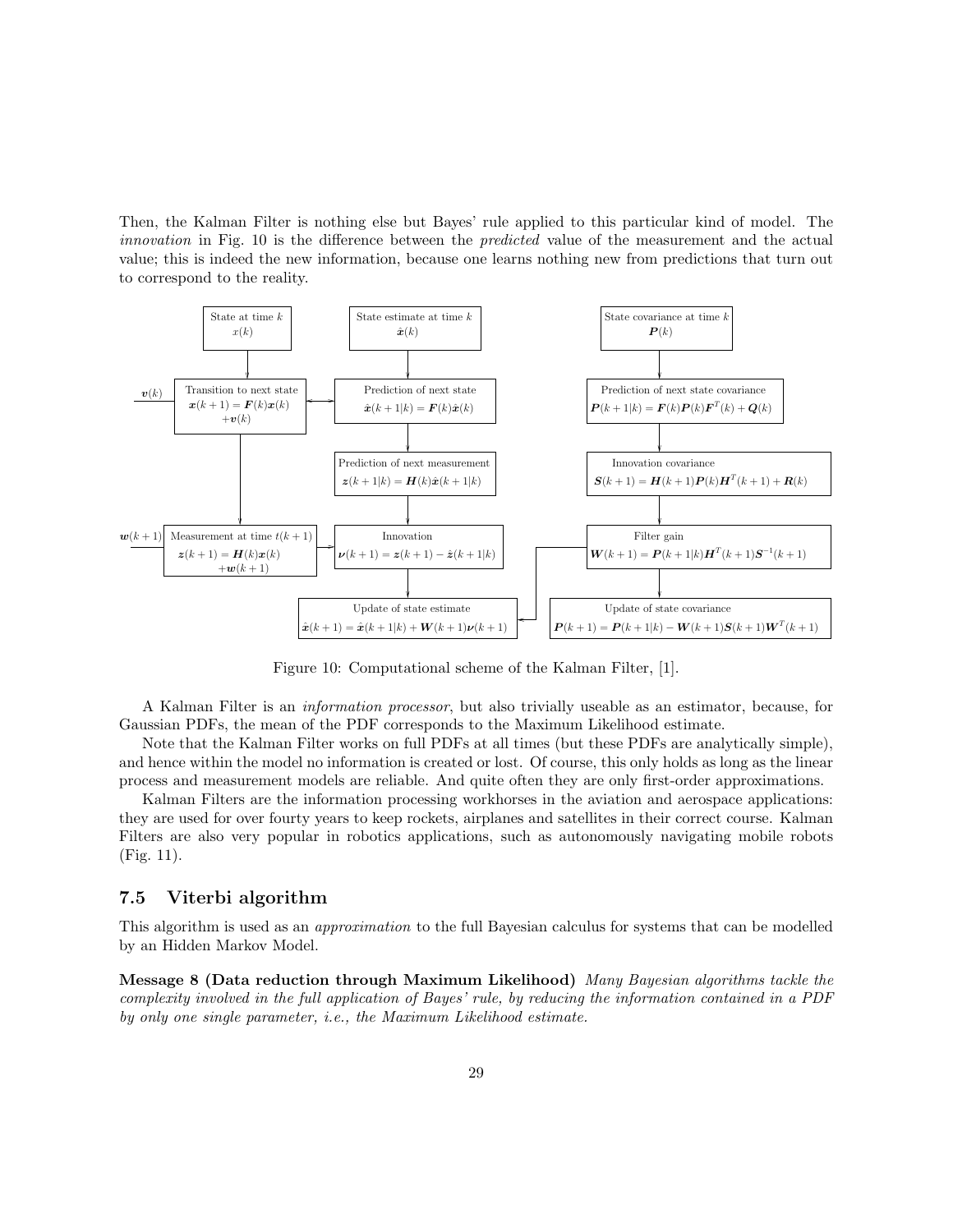Then, the Kalman Filter is nothing else but Bayes' rule applied to this particular kind of model. The *innovation* in Fig. 10 is the difference between the *predicted* value of the measurement and the actual value; this is indeed the new information, because one learns nothing new from predictions that turn out to correspond to the reality.

State at time $k$
$x(k)$

State estimate at time $k$
$\hat{\boldsymbol{x}}(k)$

State covariance at time $k$
$\boldsymbol{P}(k)$

$\boldsymbol{v}(k)$

Transition to next state
$\boldsymbol{x}(k+1) = \boldsymbol{F}(k)\boldsymbol{x}(k) + \boldsymbol{v}(k)$

Prediction of next state
$\hat{\boldsymbol{x}}(k+1|k) = \boldsymbol{F}(k)\hat{\boldsymbol{x}}(k)$

Prediction of next state covariance
$\boldsymbol{P}(k+1|k) = \boldsymbol{F}(k)\boldsymbol{P}(k)\boldsymbol{F}^T(k) + \boldsymbol{Q}(k)$

Prediction of next measurement
$\boldsymbol{z}(k+1|k) = \boldsymbol{H}(k)\hat{\boldsymbol{x}}(k+1|k)$

Innovation covariance
$\boldsymbol{S}(k+1) = \boldsymbol{H}(k+1)\boldsymbol{P}(k)\boldsymbol{H}^T(k+1) + \boldsymbol{R}(k)$

$\boldsymbol{w}(k+1)$

Measurement at time $t(k+1)$
$\boldsymbol{z}(k+1) = \boldsymbol{H}(k)\boldsymbol{x}(k) + \boldsymbol{w}(k+1)$

Innovation
$\boldsymbol{\nu}(k+1) = \boldsymbol{z}(k+1) - \hat{\boldsymbol{z}}(k+1|k)$

Filter gain
$\boldsymbol{W}(k+1) = \boldsymbol{P}(k+1|k)\boldsymbol{H}^T(k+1)\boldsymbol{S}^{-1}(k+1)$

Update of state estimate
$\hat{\boldsymbol{x}}(k+1) = \hat{\boldsymbol{x}}(k+1|k) + \boldsymbol{W}(k+1)\boldsymbol{\nu}(k+1)$

Update of state covariance
$\boldsymbol{P}(k+1) = \boldsymbol{P}(k+1|k) - \boldsymbol{W}(k+1)\boldsymbol{S}(k+1)\boldsymbol{W}^T(k+1)$

Figure 10: Computational scheme of the Kalman Filter, [1].

A Kalman Filter is an *information processor*, but also trivially useable as an estimator, because, for Gaussian PDFs, the mean of the PDF corresponds to the Maximum Likelihood estimate.

Note that the Kalman Filter works on full PDFs at all times (but these PDFs are analytically simple), and hence within the model no information is created or lost. Of course, this only holds as long as the linear process and measurement models are reliable. And quite often they are only first-order approximations.

Kalman Filters are the information processing workhorses in the aviation and aerospace applications: they are used for over fourty years to keep rockets, airplanes and satellites in their correct course. Kalman Filters are also very popular in robotics applications, such as autonomously navigating mobile robots (Fig. 11).

## 7.5 Viterbi algorithm

This algorithm is used as an *approximation* to the full Bayesian calculus for systems that can be modelled by an Hidden Markov Model.

**Message 8 (Data reduction through Maximum Likelihood)** *Many Bayesian algorithms tackle the complexity involved in the full application of Bayes' rule, by reducing the information contained in a PDF by only one single parameter, i.e., the Maximum Likelihood estimate.*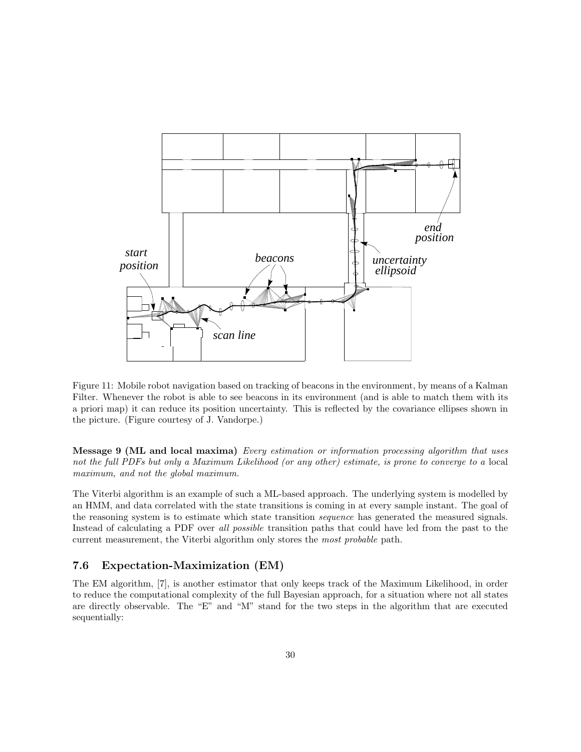Figure 11: Mobile robot navigation based on tracking of beacons in the environment, by means of a Kalman Filter. Whenever the robot is able to see beacons in its environment (and is able to match them with its a priori map) it can reduce its position uncertainty. This is reflected by the covariance ellipses shown in the picture. (Figure courtesy of J. Vandorpe.)

**Message 9 (ML and local maxima)** *Every estimation or information processing algorithm that uses not the full PDFs but only a Maximum Likelihood (or any other) estimate, is prone to converge to a* local *maximum, and not the global maximum.*

The Viterbi algorithm is an example of such a ML-based approach. The underlying system is modelled by an HMM, and data correlated with the state transitions is coming in at every sample instant. The goal of the reasoning system is to estimate which state transition *sequence* has generated the measured signals. Instead of calculating a PDF over *all possible* transition paths that could have led from the past to the current measurement, the Viterbi algorithm only stores the *most probable* path.

## 7.6 Expectation-Maximization (EM)

The EM algorithm, [7], is another estimator that only keeps track of the Maximum Likelihood, in order to reduce the computational complexity of the full Bayesian approach, for a situation where not all states are directly observable. The "E" and "M" stand for the two steps in the algorithm that are executed sequentially: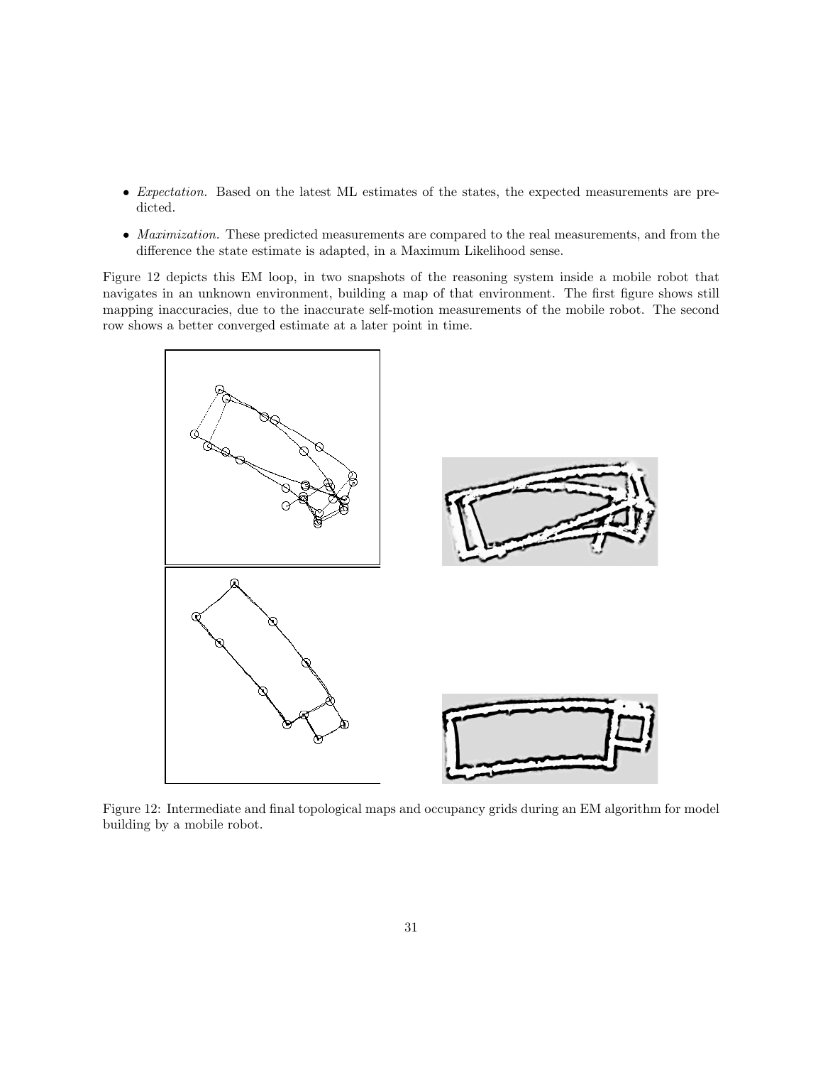- *Expectation.* Based on the latest ML estimates of the states, the expected measurements are predicted.
- *Maximization.* These predicted measurements are compared to the real measurements, and from the difference the state estimate is adapted, in a Maximum Likelihood sense.

Figure 12 depicts this EM loop, in two snapshots of the reasoning system inside a mobile robot that navigates in an unknown environment, building a map of that environment. The first figure shows still mapping inaccuracies, due to the inaccurate self-motion measurements of the mobile robot. The second row shows a better converged estimate at a later point in time.

Figure 12: Intermediate and final topological maps and occupancy grids during an EM algorithm for model building by a mobile robot.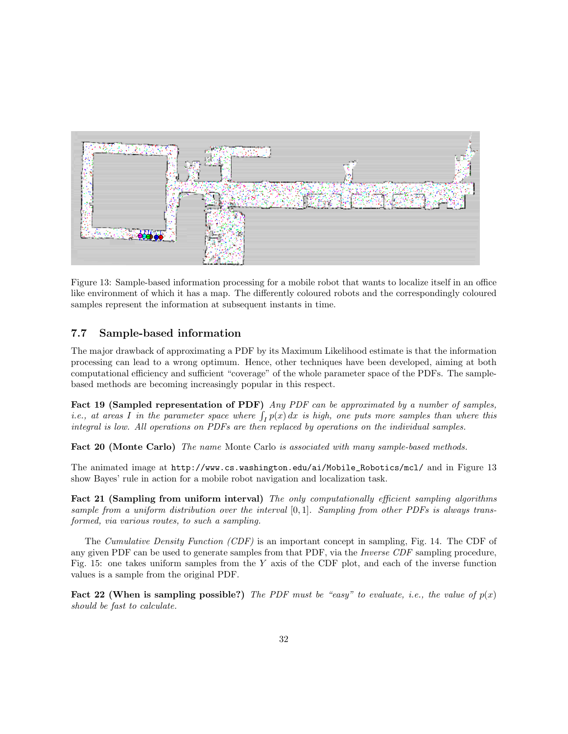Figure 13: Sample-based information processing for a mobile robot that wants to localize itself in an office like environment of which it has a map. The differently coloured robots and the correspondingly coloured samples represent the information at subsequent instants in time.

### 7.7 Sample-based information

The major drawback of approximating a PDF by its Maximum Likelihood estimate is that the information processing can lead to a wrong optimum. Hence, other techniques have been developed, aiming at both computational efficiency and sufficient "coverage" of the whole parameter space of the PDFs. The sample-based methods are becoming increasingly popular in this respect.

**Fact 19 (Sampled representation of PDF)** *Any PDF can be approximated by a number of samples, i.e., at areas $I$ in the parameter space where $\int_I p(x)\,dx$ is high, one puts more samples than where this integral is low. All operations on PDFs are then replaced by operations on the individual samples.*

**Fact 20 (Monte Carlo)** *The name* Monte Carlo *is associated with many sample-based methods.*

The animated image at `http://www.cs.washington.edu/ai/Mobile_Robotics/mcl/` and in Figure 13 show Bayes' rule in action for a mobile robot navigation and localization task.

**Fact 21 (Sampling from uniform interval)** *The only computationally efficient sampling algorithms sample from a uniform distribution over the interval $[0, 1]$. Sampling from other PDFs is always transformed, via various routes, to such a sampling.*

The *Cumulative Density Function (CDF)* is an important concept in sampling, Fig. 14. The CDF of any given PDF can be used to generate samples from that PDF, via the *Inverse CDF* sampling procedure, Fig. 15: one takes uniform samples from the $Y$ axis of the CDF plot, and each of the inverse function values is a sample from the original PDF.

**Fact 22 (When is sampling possible?)** *The PDF must be "easy" to evaluate, i.e., the value of $p(x)$ should be fast to calculate.*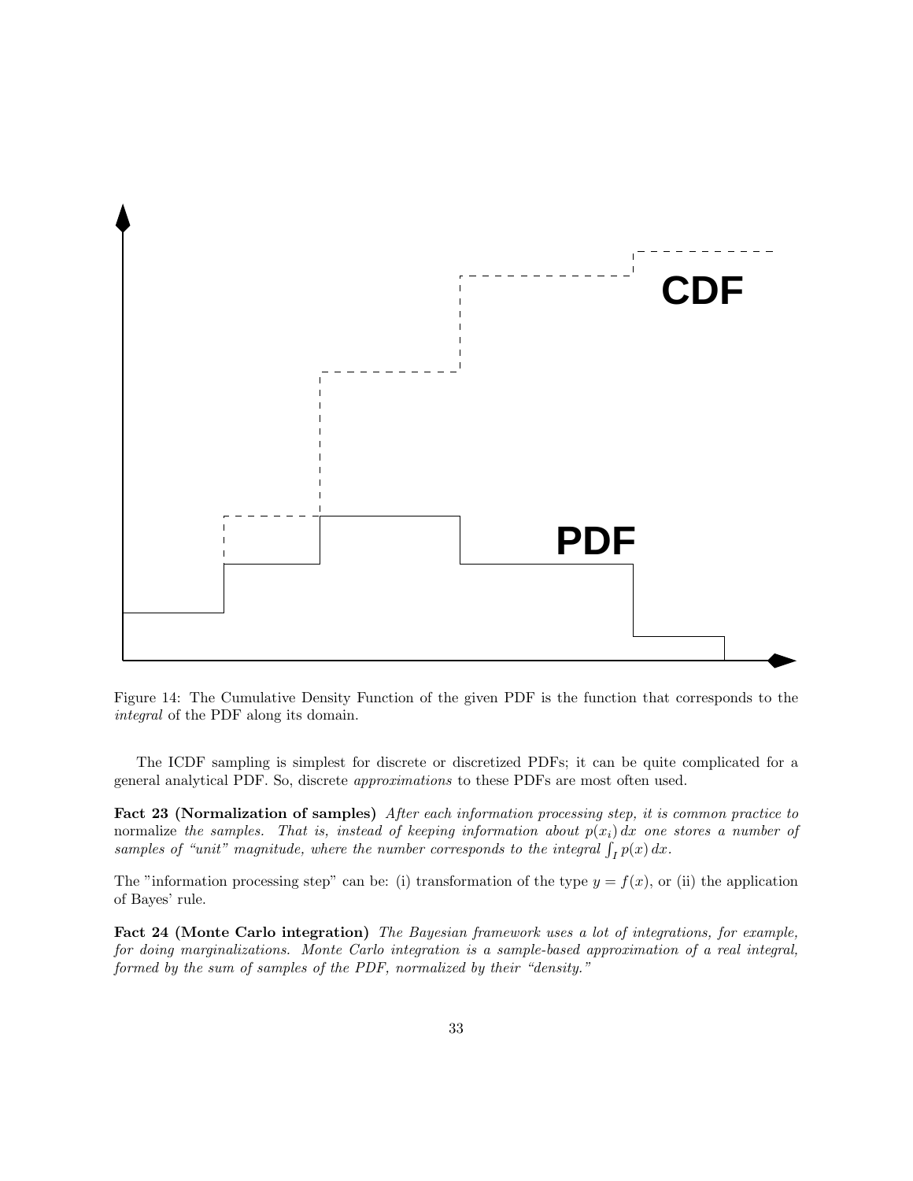Figure 14: The Cumulative Density Function of the given PDF is the function that corresponds to the *integral* of the PDF along its domain.

The ICDF sampling is simplest for discrete or discretized PDFs; it can be quite complicated for a general analytical PDF. So, discrete *approximations* to these PDFs are most often used.

**Fact 23 (Normalization of samples)** *After each information processing step, it is common practice to* normalize *the samples. That is, instead of keeping information about $p(x_i)\,dx$ one stores a number of samples of "unit" magnitude, where the number corresponds to the integral $\int_I p(x)\,dx$.*

The "information processing step" can be: (i) transformation of the type $y = f(x)$, or (ii) the application of Bayes' rule.

**Fact 24 (Monte Carlo integration)** *The Bayesian framework uses a lot of integrations, for example, for doing marginalizations. Monte Carlo integration is a sample-based approximation of a real integral, formed by the sum of samples of the PDF, normalized by their "density."*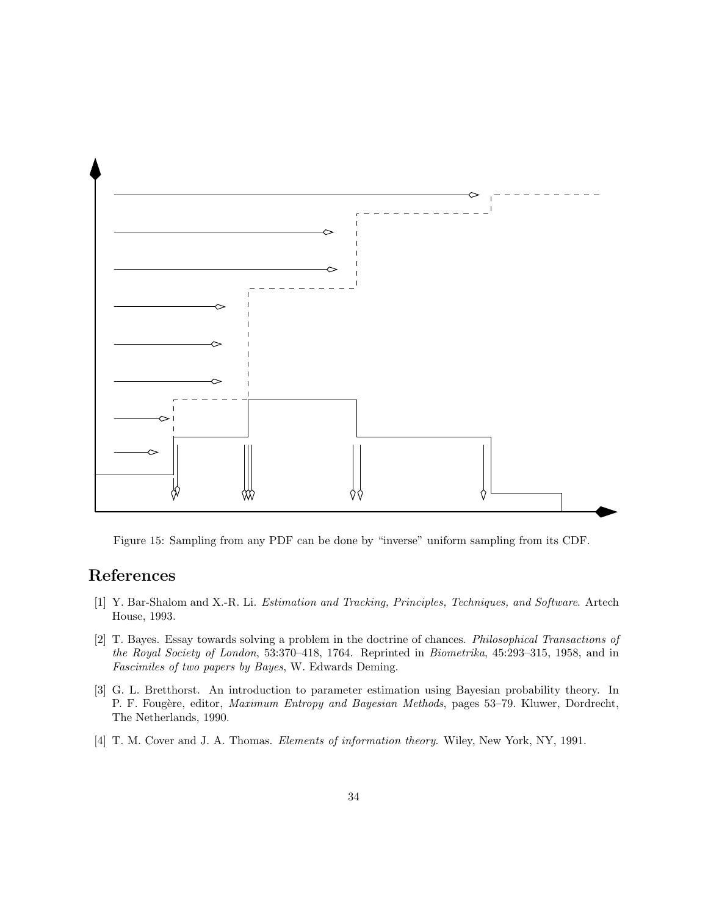Figure 15: Sampling from any PDF can be done by “inverse” uniform sampling from its CDF.

## References

[1] Y. Bar-Shalom and X.-R. Li. *Estimation and Tracking, Principles, Techniques, and Software*. Artech House, 1993.

[2] T. Bayes. Essay towards solving a problem in the doctrine of chances. *Philosophical Transactions of the Royal Society of London*, 53:370–418, 1764. Reprinted in *Biometrika*, 45:293–315, 1958, and in *Fascimiles of two papers by Bayes*, W. Edwards Deming.

[3] G. L. Bretthorst. An introduction to parameter estimation using Bayesian probability theory. In P. F. Fougère, editor, *Maximum Entropy and Bayesian Methods*, pages 53–79. Kluwer, Dordrecht, The Netherlands, 1990.

[4] T. M. Cover and J. A. Thomas. *Elements of information theory*. Wiley, New York, NY, 1991.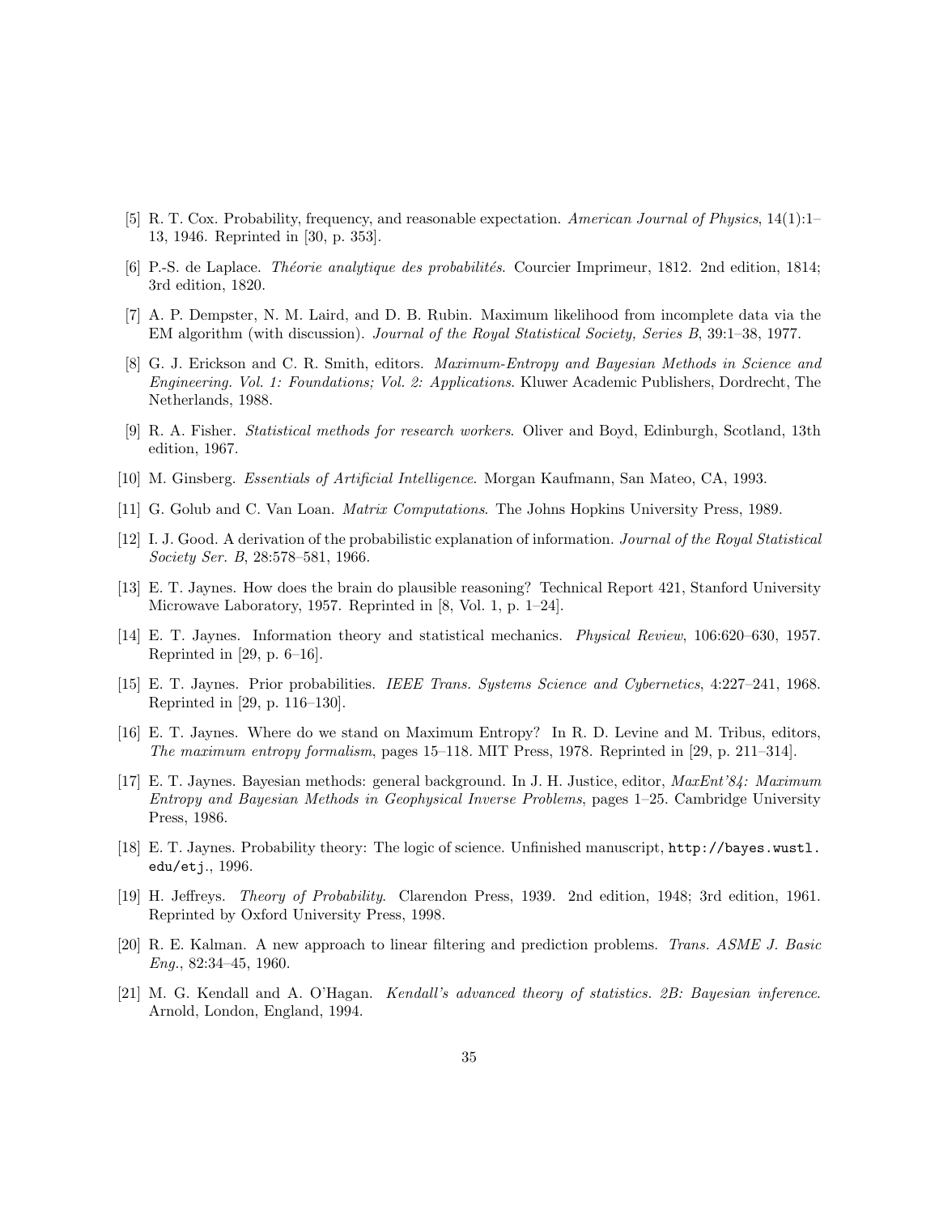[5] R. T. Cox. Probability, frequency, and reasonable expectation. *American Journal of Physics*, 14(1):1–13, 1946. Reprinted in [30, p. 353].

[6] P.-S. de Laplace. *Théorie analytique des probabilités*. Courcier Imprimeur, 1812. 2nd edition, 1814; 3rd edition, 1820.

[7] A. P. Dempster, N. M. Laird, and D. B. Rubin. Maximum likelihood from incomplete data via the EM algorithm (with discussion). *Journal of the Royal Statistical Society, Series B*, 39:1–38, 1977.

[8] G. J. Erickson and C. R. Smith, editors. *Maximum-Entropy and Bayesian Methods in Science and Engineering. Vol. 1: Foundations; Vol. 2: Applications*. Kluwer Academic Publishers, Dordrecht, The Netherlands, 1988.

[9] R. A. Fisher. *Statistical methods for research workers*. Oliver and Boyd, Edinburgh, Scotland, 13th edition, 1967.

[10] M. Ginsberg. *Essentials of Artificial Intelligence*. Morgan Kaufmann, San Mateo, CA, 1993.

[11] G. Golub and C. Van Loan. *Matrix Computations*. The Johns Hopkins University Press, 1989.

[12] I. J. Good. A derivation of the probabilistic explanation of information. *Journal of the Royal Statistical Society Ser. B*, 28:578–581, 1966.

[13] E. T. Jaynes. How does the brain do plausible reasoning? Technical Report 421, Stanford University Microwave Laboratory, 1957. Reprinted in [8, Vol. 1, p. 1–24].

[14] E. T. Jaynes. Information theory and statistical mechanics. *Physical Review*, 106:620–630, 1957. Reprinted in [29, p. 6–16].

[15] E. T. Jaynes. Prior probabilities. *IEEE Trans. Systems Science and Cybernetics*, 4:227–241, 1968. Reprinted in [29, p. 116–130].

[16] E. T. Jaynes. Where do we stand on Maximum Entropy? In R. D. Levine and M. Tribus, editors, *The maximum entropy formalism*, pages 15–118. MIT Press, 1978. Reprinted in [29, p. 211–314].

[17] E. T. Jaynes. Bayesian methods: general background. In J. H. Justice, editor, *MaxEnt'84: Maximum Entropy and Bayesian Methods in Geophysical Inverse Problems*, pages 1–25. Cambridge University Press, 1986.

[18] E. T. Jaynes. Probability theory: The logic of science. Unfinished manuscript, `http://bayes.wustl.edu/etj`., 1996.

[19] H. Jeffreys. *Theory of Probability*. Clarendon Press, 1939. 2nd edition, 1948; 3rd edition, 1961. Reprinted by Oxford University Press, 1998.

[20] R. E. Kalman. A new approach to linear filtering and prediction problems. *Trans. ASME J. Basic Eng.*, 82:34–45, 1960.

[21] M. G. Kendall and A. O'Hagan. *Kendall's advanced theory of statistics. 2B: Bayesian inference*. Arnold, London, England, 1994.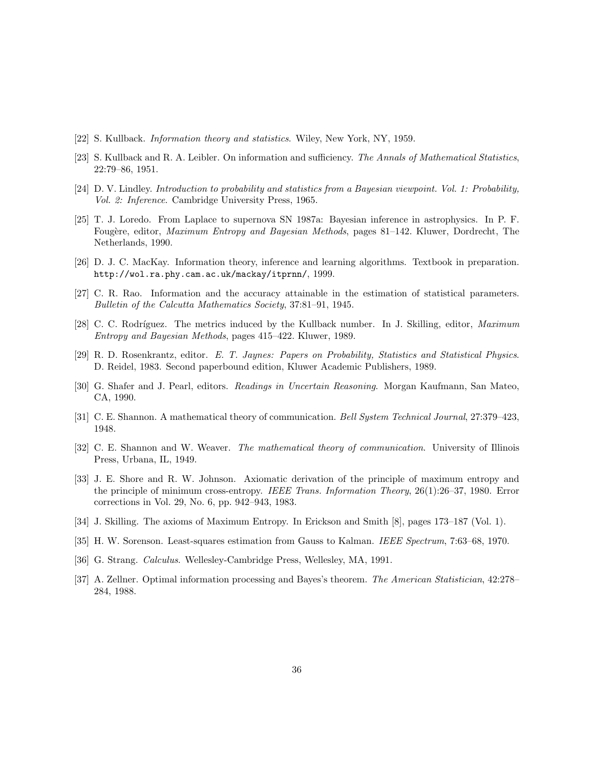[22] S. Kullback. *Information theory and statistics*. Wiley, New York, NY, 1959.

[23] S. Kullback and R. A. Leibler. On information and sufficiency. *The Annals of Mathematical Statistics*, 22:79–86, 1951.

[24] D. V. Lindley. *Introduction to probability and statistics from a Bayesian viewpoint. Vol. 1: Probability, Vol. 2: Inference*. Cambridge University Press, 1965.

[25] T. J. Loredo. From Laplace to supernova SN 1987a: Bayesian inference in astrophysics. In P. F. Fougère, editor, *Maximum Entropy and Bayesian Methods*, pages 81–142. Kluwer, Dordrecht, The Netherlands, 1990.

[26] D. J. C. MacKay. Information theory, inference and learning algorithms. Textbook in preparation. `http://wol.ra.phy.cam.ac.uk/mackay/itprnn/`, 1999.

[27] C. R. Rao. Information and the accuracy attainable in the estimation of statistical parameters. *Bulletin of the Calcutta Mathematics Society*, 37:81–91, 1945.

[28] C. C. Rodríguez. The metrics induced by the Kullback number. In J. Skilling, editor, *Maximum Entropy and Bayesian Methods*, pages 415–422. Kluwer, 1989.

[29] R. D. Rosenkrantz, editor. *E. T. Jaynes: Papers on Probability, Statistics and Statistical Physics*. D. Reidel, 1983. Second paperbound edition, Kluwer Academic Publishers, 1989.

[30] G. Shafer and J. Pearl, editors. *Readings in Uncertain Reasoning*. Morgan Kaufmann, San Mateo, CA, 1990.

[31] C. E. Shannon. A mathematical theory of communication. *Bell System Technical Journal*, 27:379–423, 1948.

[32] C. E. Shannon and W. Weaver. *The mathematical theory of communication*. University of Illinois Press, Urbana, IL, 1949.

[33] J. E. Shore and R. W. Johnson. Axiomatic derivation of the principle of maximum entropy and the principle of minimum cross-entropy. *IEEE Trans. Information Theory*, 26(1):26–37, 1980. Error corrections in Vol. 29, No. 6, pp. 942–943, 1983.

[34] J. Skilling. The axioms of Maximum Entropy. In Erickson and Smith [8], pages 173–187 (Vol. 1).

[35] H. W. Sorenson. Least-squares estimation from Gauss to Kalman. *IEEE Spectrum*, 7:63–68, 1970.

[36] G. Strang. *Calculus*. Wellesley-Cambridge Press, Wellesley, MA, 1991.

[37] A. Zellner. Optimal information processing and Bayes's theorem. *The American Statistician*, 42:278–284, 1988.